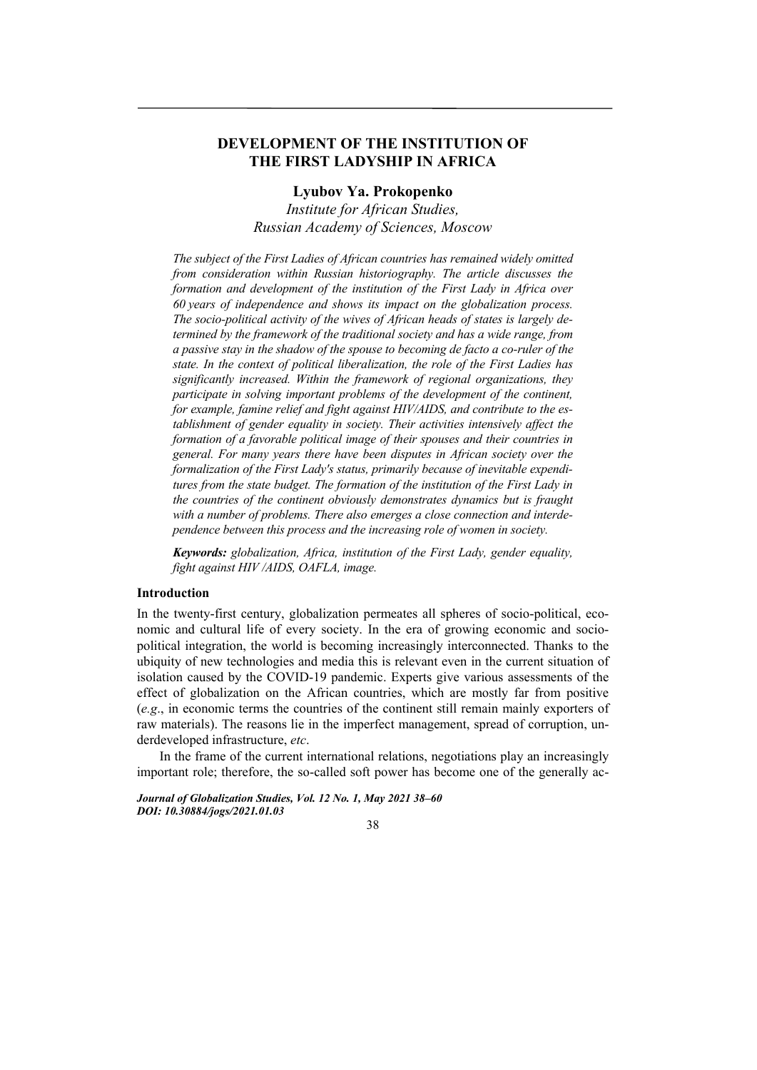# DEVELOPMENT OF THE INSTITUTION OF THE FIRST LADYSHIP IN AFRICA

**Lyubov Ya. Prokopenko**

*Institute for African Studies, Russian Academy of Sciences, Moscow*

*The subject of the First Ladies of African countries has remained widely omitted from consideration within Russian historiography. The article discusses the formation and development of the institution of the First Lady in Africa over 60 years of independence and shows its impact on the globalization process. The socio-political activity of the wives of African heads of states is largely determined by the framework of the traditional society and has a wide range, from a passive stay in the shadow of the spouse to becoming de facto a co-ruler of the state. In the context of political liberalization, the role of the First Ladies has significantly increased. Within the framework of regional organizations, they participate in solving important problems of the development of the continent, for example, famine relief and fight against HIV/AIDS, and contribute to the establishment of gender equality in society. Their activities intensively affect the formation of a favorable political image of their spouses and their countries in general. For many years there have been disputes in African society over the formalization of the First Lady's status, primarily because of inevitable expenditures from the state budget. The formation of the institution of the First Lady in the countries of the continent obviously demonstrates dynamics but is fraught with a number of problems. There also emerges a close connection and interdependence between this process and the increasing role of women in society.*

***Keywords:*** *globalization, Africa, institution of the First Lady, gender equality, fight against HIV /AIDS, OAFLA, image.*

## Introduction

In the twenty-first century, globalization permeates all spheres of socio-political, economic and cultural life of every society. In the era of growing economic and socio-political integration, the world is becoming increasingly interconnected. Thanks to the ubiquity of new technologies and media this is relevant even in the current situation of isolation caused by the COVID-19 pandemic. Experts give various assessments of the effect of globalization on the African countries, which are mostly far from positive (*e.g.*, in economic terms the countries of the continent still remain mainly exporters of raw materials). The reasons lie in the imperfect management, spread of corruption, underdeveloped infrastructure, *etc*.

In the frame of the current international relations, negotiations play an increasingly important role; therefore, the so-called soft power has become one of the generally ac-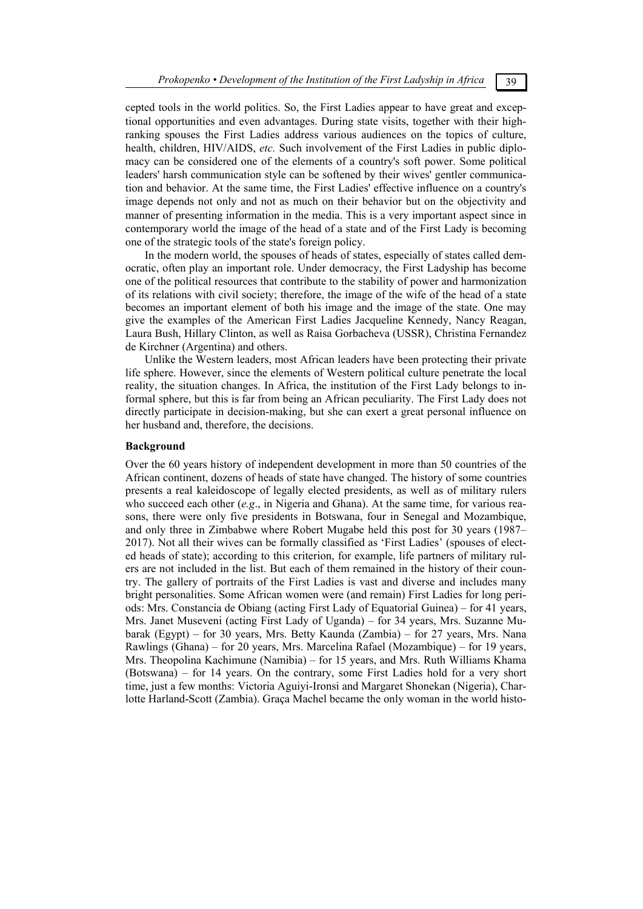cepted tools in the world politics. So, the First Ladies appear to have great and exceptional opportunities and even advantages. During state visits, together with their high-ranking spouses the First Ladies address various audiences on the topics of culture, health, children, HIV/AIDS, *etc.* Such involvement of the First Ladies in public diplomacy can be considered one of the elements of a country's soft power. Some political leaders' harsh communication style can be softened by their wives' gentler communication and behavior. At the same time, the First Ladies' effective influence on a country's image depends not only and not as much on their behavior but on the objectivity and manner of presenting information in the media. This is a very important aspect since in contemporary world the image of the head of a state and of the First Lady is becoming one of the strategic tools of the state's foreign policy.

In the modern world, the spouses of heads of states, especially of states called democratic, often play an important role. Under democracy, the First Ladyship has become one of the political resources that contribute to the stability of power and harmonization of its relations with civil society; therefore, the image of the wife of the head of a state becomes an important element of both his image and the image of the state. One may give the examples of the American First Ladies Jacqueline Kennedy, Nancy Reagan, Laura Bush, Hillary Clinton, as well as Raisa Gorbacheva (USSR), Christina Fernandez de Kirchner (Argentina) and others.

Unlike the Western leaders, most African leaders have been protecting their private life sphere. However, since the elements of Western political culture penetrate the local reality, the situation changes. In Africa, the institution of the First Lady belongs to informal sphere, but this is far from being an African peculiarity. The First Lady does not directly participate in decision-making, but she can exert a great personal influence on her husband and, therefore, the decisions.

**Background**

Over the 60 years history of independent development in more than 50 countries of the African continent, dozens of heads of state have changed. The history of some countries presents a real kaleidoscope of legally elected presidents, as well as of military rulers who succeed each other (*e.g*., in Nigeria and Ghana). At the same time, for various reasons, there were only five presidents in Botswana, four in Senegal and Mozambique, and only three in Zimbabwe where Robert Mugabe held this post for 30 years (1987–2017). Not all their wives can be formally classified as 'First Ladies' (spouses of elected heads of state); according to this criterion, for example, life partners of military rulers are not included in the list. But each of them remained in the history of their country. The gallery of portraits of the First Ladies is vast and diverse and includes many bright personalities. Some African women were (and remain) First Ladies for long periods: Mrs. Constancia de Obiang (acting First Lady of Equatorial Guinea) – for 41 years, Mrs. Janet Museveni (acting First Lady of Uganda) – for 34 years, Mrs. Suzanne Mubarak (Egypt) – for 30 years, Mrs. Betty Kaunda (Zambia) – for 27 years, Mrs. Nana Rawlings (Ghana) – for 20 years, Mrs. Marcelina Rafael (Mozambique) – for 19 years, Mrs. Theopolina Kachimune (Namibia) – for 15 years, and Mrs. Ruth Williams Khama (Botswana) – for 14 years. On the contrary, some First Ladies hold for a very short time, just a few months: Victoria Aguiyi-Ironsi and Margaret Shonekan (Nigeria), Charlotte Harland-Scott (Zambia). Graça Machel became the only woman in the world histo-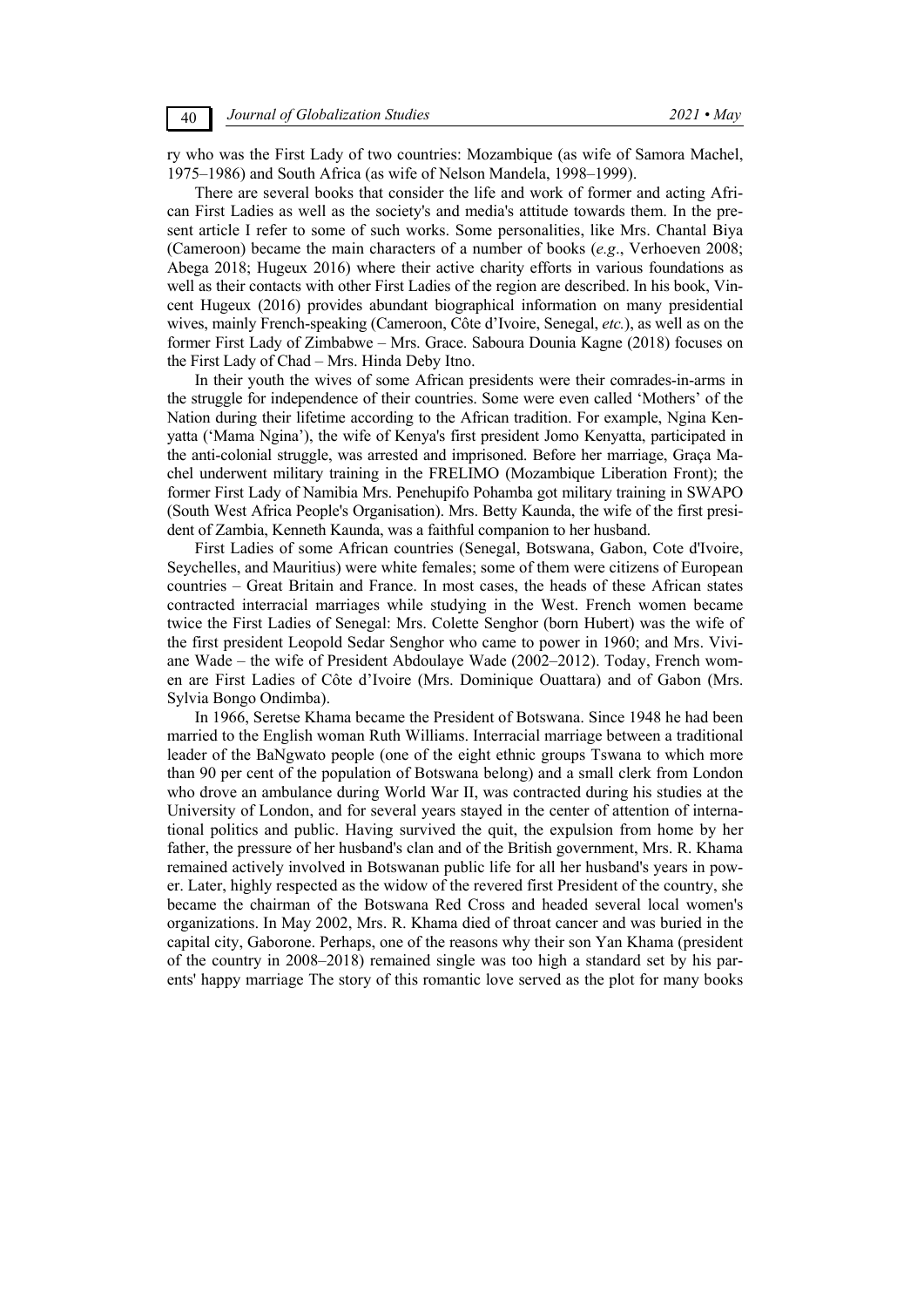ry who was the First Lady of two countries: Mozambique (as wife of Samora Machel, 1975–1986) and South Africa (as wife of Nelson Mandela, 1998–1999).

There are several books that consider the life and work of former and acting African First Ladies as well as the society's and media's attitude towards them. In the present article I refer to some of such works. Some personalities, like Mrs. Chantal Biya (Cameroon) became the main characters of a number of books (*e.g*., Verhoeven 2008; Abega 2018; Hugeux 2016) where their active charity efforts in various foundations as well as their contacts with other First Ladies of the region are described. In his book, Vincent Hugeux (2016) provides abundant biographical information on many presidential wives, mainly French-speaking (Cameroon, Côte d'Ivoire, Senegal, *etc.*), as well as on the former First Lady of Zimbabwe – Mrs. Grace. Saboura Dounia Kagne (2018) focuses on the First Lady of Chad – Mrs. Hinda Deby Itno.

In their youth the wives of some African presidents were their comrades-in-arms in the struggle for independence of their countries. Some were even called 'Mothers' of the Nation during their lifetime according to the African tradition. For example, Ngina Kenyatta ('Mama Ngina'), the wife of Kenya's first president Jomo Kenyatta, participated in the anti-colonial struggle, was arrested and imprisoned. Before her marriage, Graça Machel underwent military training in the FRELIMO (Mozambique Liberation Front); the former First Lady of Namibia Mrs. Penehupifo Pohamba got military training in SWAPO (South West Africa People's Organisation). Mrs. Betty Kaunda, the wife of the first president of Zambia, Kenneth Kaunda, was a faithful companion to her husband.

First Ladies of some African countries (Senegal, Botswana, Gabon, Cote d'Ivoire, Seychelles, and Mauritius) were white females; some of them were citizens of European countries – Great Britain and France. In most cases, the heads of these African states contracted interracial marriages while studying in the West. French women became twice the First Ladies of Senegal: Mrs. Colette Senghor (born Hubert) was the wife of the first president Leopold Sedar Senghor who came to power in 1960; and Mrs. Viviane Wade – the wife of President Abdoulaye Wade (2002–2012). Today, French women are First Ladies of Côte d'Ivoire (Mrs. Dominique Ouattara) and of Gabon (Mrs. Sylvia Bongo Ondimba).

In 1966, Seretse Khama became the President of Botswana. Since 1948 he had been married to the English woman Ruth Williams. Interracial marriage between a traditional leader of the BaNgwato people (one of the eight ethnic groups Tswana to which more than 90 per cent of the population of Botswana belong) and a small clerk from London who drove an ambulance during World War II, was contracted during his studies at the University of London, and for several years stayed in the center of attention of international politics and public. Having survived the quit, the expulsion from home by her father, the pressure of her husband's clan and of the British government, Mrs. R. Khama remained actively involved in Botswanan public life for all her husband's years in power. Later, highly respected as the widow of the revered first President of the country, she became the chairman of the Botswana Red Cross and headed several local women's organizations. In May 2002, Mrs. R. Khama died of throat cancer and was buried in the capital city, Gaborone. Perhaps, one of the reasons why their son Yan Khama (president of the country in 2008–2018) remained single was too high a standard set by his parents' happy marriage The story of this romantic love served as the plot for many books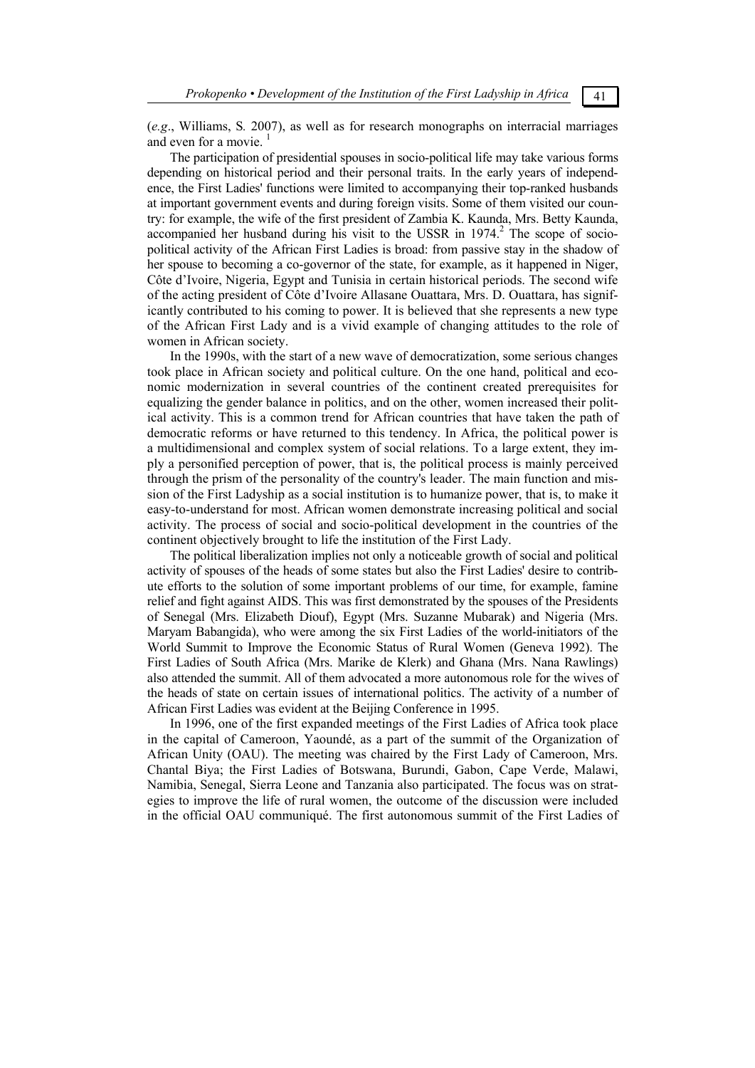(*e.g*., Williams, S. 2007), as well as for research monographs on interracial marriages and even for a movie. [1]

The participation of presidential spouses in socio-political life may take various forms depending on historical period and their personal traits. In the early years of independence, the First Ladies' functions were limited to accompanying their top-ranked husbands at important government events and during foreign visits. Some of them visited our country: for example, the wife of the first president of Zambia K. Kaunda, Mrs. Betty Kaunda, accompanied her husband during his visit to the USSR in 1974.[2] The scope of socio-political activity of the African First Ladies is broad: from passive stay in the shadow of her spouse to becoming a co-governor of the state, for example, as it happened in Niger, Côte d'Ivoire, Nigeria, Egypt and Tunisia in certain historical periods. The second wife of the acting president of Côte d'Ivoire Allasane Ouattara, Mrs. D. Ouattara, has significantly contributed to his coming to power. It is believed that she represents a new type of the African First Lady and is a vivid example of changing attitudes to the role of women in African society.

In the 1990s, with the start of a new wave of democratization, some serious changes took place in African society and political culture. On the one hand, political and economic modernization in several countries of the continent created prerequisites for equalizing the gender balance in politics, and on the other, women increased their political activity. This is a common trend for African countries that have taken the path of democratic reforms or have returned to this tendency. In Africa, the political power is a multidimensional and complex system of social relations. To a large extent, they imply a personified perception of power, that is, the political process is mainly perceived through the prism of the personality of the country's leader. The main function and mission of the First Ladyship as a social institution is to humanize power, that is, to make it easy-to-understand for most. African women demonstrate increasing political and social activity. The process of social and socio-political development in the countries of the continent objectively brought to life the institution of the First Lady.

The political liberalization implies not only a noticeable growth of social and political activity of spouses of the heads of some states but also the First Ladies' desire to contribute efforts to the solution of some important problems of our time, for example, famine relief and fight against AIDS. This was first demonstrated by the spouses of the Presidents of Senegal (Mrs. Elizabeth Diouf), Egypt (Mrs. Suzanne Mubarak) and Nigeria (Mrs. Maryam Babangida), who were among the six First Ladies of the world-initiators of the World Summit to Improve the Economic Status of Rural Women (Geneva 1992). The First Ladies of South Africa (Mrs. Marike de Klerk) and Ghana (Mrs. Nana Rawlings) also attended the summit. All of them advocated a more autonomous role for the wives of the heads of state on certain issues of international politics. The activity of a number of African First Ladies was evident at the Beijing Conference in 1995.

In 1996, one of the first expanded meetings of the First Ladies of Africa took place in the capital of Cameroon, Yaoundé, as a part of the summit of the Organization of African Unity (OAU). The meeting was chaired by the First Lady of Cameroon, Mrs. Chantal Biya; the First Ladies of Botswana, Burundi, Gabon, Cape Verde, Malawi, Namibia, Senegal, Sierra Leone and Tanzania also participated. The focus was on strategies to improve the life of rural women, the outcome of the discussion were included in the official OAU communiqué. The first autonomous summit of the First Ladies of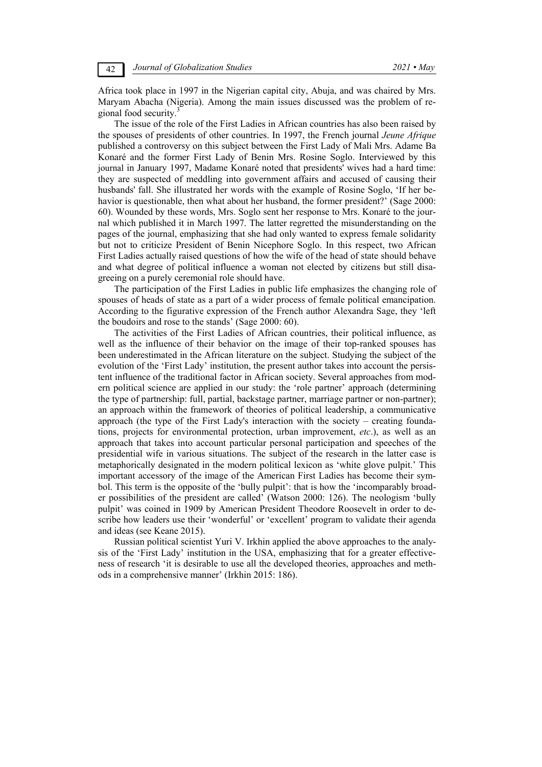Africa took place in 1997 in the Nigerian capital city, Abuja, and was chaired by Mrs. Maryam Abacha (Nigeria). Among the main issues discussed was the problem of regional food security.[3]

The issue of the role of the First Ladies in African countries has also been raised by the spouses of presidents of other countries. In 1997, the French journal *Jeune Afrique* published a controversy on this subject between the First Lady of Mali Mrs. Adame Ba Konaré and the former First Lady of Benin Mrs. Rosine Soglo. Interviewed by this journal in January 1997, Madame Konaré noted that presidents' wives had a hard time: they are suspected of meddling into government affairs and accused of causing their husbands' fall. She illustrated her words with the example of Rosine Soglo, 'If her behavior is questionable, then what about her husband, the former president?' (Sage 2000: 60). Wounded by these words, Mrs. Soglo sent her response to Mrs. Konaré to the journal which published it in March 1997. The latter regretted the misunderstanding on the pages of the journal, emphasizing that she had only wanted to express female solidarity but not to criticize President of Benin Nicephore Soglo. In this respect, two African First Ladies actually raised questions of how the wife of the head of state should behave and what degree of political influence a woman not elected by citizens but still disagreeing on a purely ceremonial role should have.

The participation of the First Ladies in public life emphasizes the changing role of spouses of heads of state as a part of a wider process of female political emancipation. According to the figurative expression of the French author Alexandra Sage, they 'left the boudoirs and rose to the stands' (Sage 2000: 60).

The activities of the First Ladies of African countries, their political influence, as well as the influence of their behavior on the image of their top-ranked spouses has been underestimated in the African literature on the subject. Studying the subject of the evolution of the 'First Lady' institution, the present author takes into account the persistent influence of the traditional factor in African society. Several approaches from modern political science are applied in our study: the 'role partner' approach (determining the type of partnership: full, partial, backstage partner, marriage partner or non-partner); an approach within the framework of theories of political leadership, a communicative approach (the type of the First Lady's interaction with the society – creating foundations, projects for environmental protection, urban improvement, *etc*.), as well as an approach that takes into account particular personal participation and speeches of the presidential wife in various situations. The subject of the research in the latter case is metaphorically designated in the modern political lexicon as 'white glove pulpit.' This important accessory of the image of the American First Ladies has become their symbol. This term is the opposite of the 'bully pulpit': that is how the 'incomparably broader possibilities of the president are called' (Watson 2000: 126). The neologism 'bully pulpit' was coined in 1909 by American President Theodore Roosevelt in order to describe how leaders use their 'wonderful' or 'excellent' program to validate their agenda and ideas (see Keane 2015).

Russian political scientist Yuri V. Irkhin applied the above approaches to the analysis of the 'First Lady' institution in the USA, emphasizing that for a greater effectiveness of research 'it is desirable to use all the developed theories, approaches and methods in a comprehensive manner' (Irkhin 2015: 186).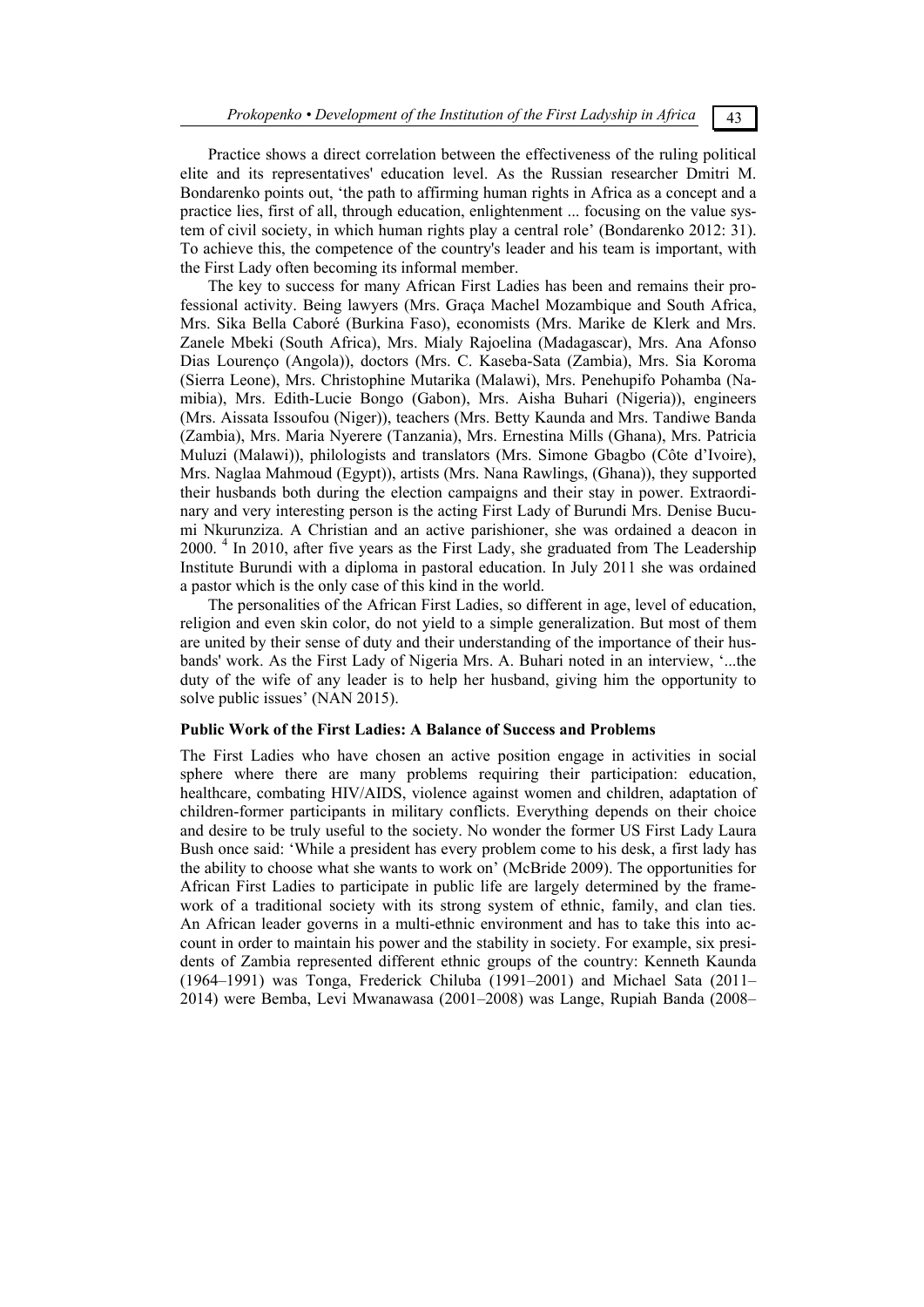Practice shows a direct correlation between the effectiveness of the ruling political elite and its representatives' education level. As the Russian researcher Dmitri M. Bondarenko points out, 'the path to affirming human rights in Africa as a concept and a practice lies, first of all, through education, enlightenment ... focusing on the value system of civil society, in which human rights play a central role' (Bondarenko 2012: 31). To achieve this, the competence of the country's leader and his team is important, with the First Lady often becoming its informal member.

The key to success for many African First Ladies has been and remains their professional activity. Being lawyers (Mrs. Graça Machel Mozambique and South Africa, Mrs. Sika Bella Caboré (Burkina Faso), economists (Mrs. Marike de Klerk and Mrs. Zanele Mbeki (South Africa), Mrs. Mialy Rajoelina (Madagascar), Mrs. Ana Afonso Dias Lourenço (Angola)), doctors (Mrs. C. Kaseba-Sata (Zambia), Mrs. Sia Koroma (Sierra Leone), Mrs. Christophine Mutarika (Malawi), Mrs. Penehupifo Pohamba (Namibia), Mrs. Edith-Lucie Bongo (Gabon), Mrs. Aisha Buhari (Nigeria)), engineers (Mrs. Aissata Issoufou (Niger)), teachers (Mrs. Betty Kaunda and Mrs. Tandiwe Banda (Zambia), Mrs. Maria Nyerere (Tanzania), Mrs. Ernestina Mills (Ghana), Mrs. Patricia Muluzi (Malawi)), philologists and translators (Mrs. Simone Gbagbo (Côte d'Ivoire), Mrs. Naglaa Mahmoud (Egypt)), artists (Mrs. Nana Rawlings, (Ghana)), they supported their husbands both during the election campaigns and their stay in power. Extraordinary and very interesting person is the acting First Lady of Burundi Mrs. Denise Bucumi Nkurunziza. A Christian and an active parishioner, she was ordained a deacon in 2000. [4] In 2010, after five years as the First Lady, she graduated from The Leadership Institute Burundi with a diploma in pastoral education. In July 2011 she was ordained a pastor which is the only case of this kind in the world.

The personalities of the African First Ladies, so different in age, level of education, religion and even skin color, do not yield to a simple generalization. But most of them are united by their sense of duty and their understanding of the importance of their husbands' work. As the First Lady of Nigeria Mrs. A. Buhari noted in an interview, '...the duty of the wife of any leader is to help her husband, giving him the opportunity to solve public issues' (NAN 2015).

### Public Work of the First Ladies: A Balance of Success and Problems

The First Ladies who have chosen an active position engage in activities in social sphere where there are many problems requiring their participation: education, healthcare, combating HIV/AIDS, violence against women and children, adaptation of children-former participants in military conflicts. Everything depends on their choice and desire to be truly useful to the society. No wonder the former US First Lady Laura Bush once said: 'While a president has every problem come to his desk, a first lady has the ability to choose what she wants to work on' (McBride 2009). The opportunities for African First Ladies to participate in public life are largely determined by the framework of a traditional society with its strong system of ethnic, family, and clan ties. An African leader governs in a multi-ethnic environment and has to take this into account in order to maintain his power and the stability in society. For example, six presidents of Zambia represented different ethnic groups of the country: Kenneth Kaunda (1964–1991) was Tonga, Frederick Chiluba (1991–2001) and Michael Sata (2011–2014) were Bemba, Levi Mwanawasa (2001–2008) was Lange, Rupiah Banda (2008–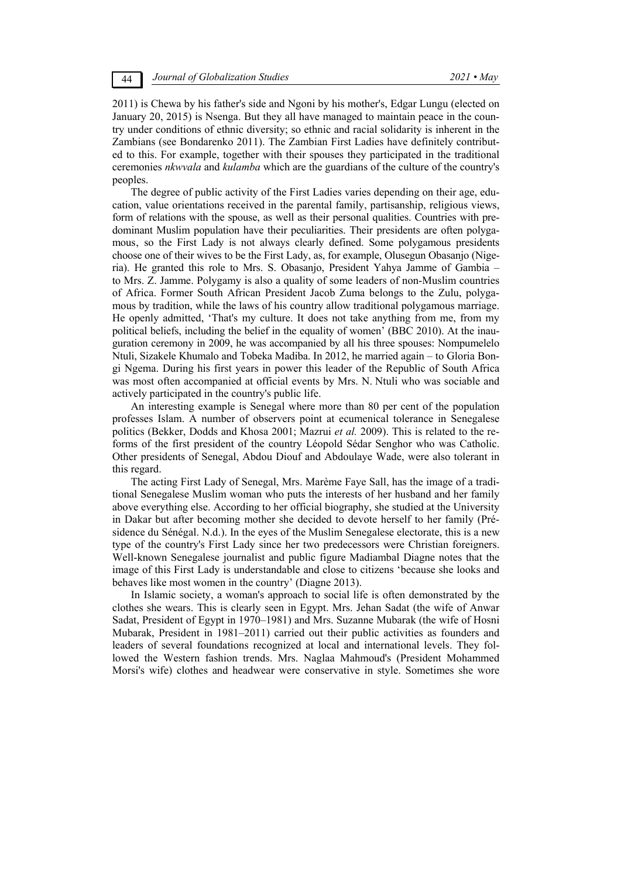2011) is Chewa by his father's side and Ngoni by his mother's, Edgar Lungu (elected on January 20, 2015) is Nsenga. But they all have managed to maintain peace in the country under conditions of ethnic diversity; so ethnic and racial solidarity is inherent in the Zambians (see Bondarenko 2011). The Zambian First Ladies have definitely contributed to this. For example, together with their spouses they participated in the traditional ceremonies *nkwvala* and *kulamba* which are the guardians of the culture of the country's peoples.

The degree of public activity of the First Ladies varies depending on their age, education, value orientations received in the parental family, partisanship, religious views, form of relations with the spouse, as well as their personal qualities. Countries with predominant Muslim population have their peculiarities. Their presidents are often polygamous, so the First Lady is not always clearly defined. Some polygamous presidents choose one of their wives to be the First Lady, as, for example, Olusegun Obasanjo (Nigeria). He granted this role to Mrs. S. Obasanjo, President Yahya Jamme of Gambia – to Mrs. Z. Jamme. Polygamy is also a quality of some leaders of non-Muslim countries of Africa. Former South African President Jacob Zuma belongs to the Zulu, polygamous by tradition, while the laws of his country allow traditional polygamous marriage. He openly admitted, 'That's my culture. It does not take anything from me, from my political beliefs, including the belief in the equality of women' (BBC 2010). At the inauguration ceremony in 2009, he was accompanied by all his three spouses: Nompumelelo Ntuli, Sizakele Khumalo and Tobeka Madiba. In 2012, he married again – to Gloria Bongi Ngema. During his first years in power this leader of the Republic of South Africa was most often accompanied at official events by Mrs. N. Ntuli who was sociable and actively participated in the country's public life.

An interesting example is Senegal where more than 80 per cent of the population professes Islam. A number of observers point at ecumenical tolerance in Senegalese politics (Bekker, Dodds and Khosa 2001; Mazrui *et al.* 2009). This is related to the reforms of the first president of the country Léopold Sédar Senghor who was Catholic. Other presidents of Senegal, Abdou Diouf and Abdoulaye Wade, were also tolerant in this regard.

The acting First Lady of Senegal, Mrs. Marème Faye Sall, has the image of a traditional Senegalese Muslim woman who puts the interests of her husband and her family above everything else. According to her official biography, she studied at the University in Dakar but after becoming mother she decided to devote herself to her family (Présidence du Sénégal. N.d.). In the eyes of the Muslim Senegalese electorate, this is a new type of the country's First Lady since her two predecessors were Christian foreigners. Well-known Senegalese journalist and public figure Madiambal Diagne notes that the image of this First Lady is understandable and close to citizens 'because she looks and behaves like most women in the country' (Diagne 2013).

In Islamic society, a woman's approach to social life is often demonstrated by the clothes she wears. This is clearly seen in Egypt. Mrs. Jehan Sadat (the wife of Anwar Sadat, President of Egypt in 1970–1981) and Mrs. Suzanne Mubarak (the wife of Hosni Mubarak, President in 1981–2011) carried out their public activities as founders and leaders of several foundations recognized at local and international levels. They followed the Western fashion trends. Mrs. Naglaa Mahmoud's (President Mohammed Morsi's wife) clothes and headwear were conservative in style. Sometimes she wore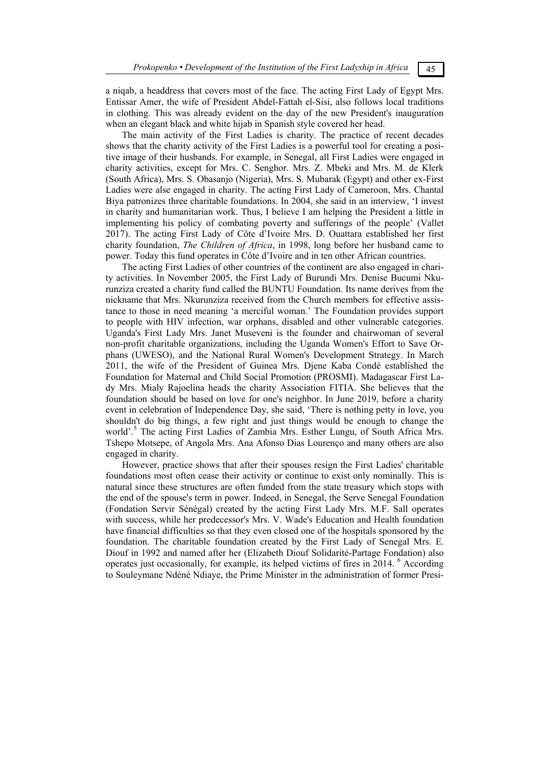a niqab, a headdress that covers most of the face. The acting First Lady of Egypt Mrs. Entissar Amer, the wife of President Abdel-Fattah el-Sisi, also follows local traditions in clothing. This was already evident on the day of the new President's inauguration when an elegant black and white hijab in Spanish style covered her head.

The main activity of the First Ladies is charity. The practice of recent decades shows that the charity activity of the First Ladies is a powerful tool for creating a positive image of their husbands. For example, in Senegal, all First Ladies were engaged in charity activities, except for Mrs. C. Senghor. Mrs. Z. Mbeki and Mrs. M. de Klerk (South Africa), Mrs. S. Obasanjo (Nigeria), Mrs. S. Mubarak (Egypt) and other ex-First Ladies were alse engaged in charity. The acting First Lady of Cameroon, Mrs. Chantal Biya patronizes three charitable foundations. In 2004, she said in an interview, 'I invest in charity and humanitarian work. Thus, I believe I am helping the President a little in implementing his policy of combating poverty and sufferings of the people' (Vallet 2017). The acting First Lady of Côte d'Ivoire Mrs. D. Ouattara established her first charity foundation, *The Children of Africa*, in 1998, long before her husband came to power. Today this fund operates in Côte d'Ivoire and in ten other African countries.

The acting First Ladies of other countries of the continent are also engaged in charity activities. In November 2005, the First Lady of Burundi Mrs. Denise Bucumi Nkurunziza created a charity fund called the BUNTU Foundation. Its name derives from the nickname that Mrs. Nkurunziza received from the Church members for effective assistance to those in need meaning 'a merciful woman.' The Foundation provides support to people with HIV infection, war orphans, disabled and other vulnerable categories. Uganda's First Lady Mrs. Janet Museveni is the founder and chairwoman of several non-profit charitable organizations, including the Uganda Women's Effort to Save Orphans (UWESO), and the National Rural Women's Development Strategy. In March 2011, the wife of the President of Guinea Mrs. Djene Kaba Condé established the Foundation for Maternal and Child Social Promotion (PROSMI). Madagascar First Lady Mrs. Mialy Rajoelina heads the charity Association FITIA. She believes that the foundation should be based on love for one's neighbor. In June 2019, before a charity event in celebration of Independence Day, she said, 'There is nothing petty in love, you shouldn't do big things, a few right and just things would be enough to change the world'.[5] The acting First Ladies of Zambia Mrs. Esther Lungu, of South Africa Mrs. Tshepo Motsepe, of Angola Mrs. Ana Afonso Dias Lourenço and many others are also engaged in charity.

However, practice shows that after their spouses resign the First Ladies' charitable foundations most often cease their activity or continue to exist only nominally. This is natural since these structures are often funded from the state treasury which stops with the end of the spouse's term in power. Indeed, in Senegal, the Serve Senegal Foundation (Fondation Servir Sénégal) created by the acting First Lady Mrs. M.F. Sall operates with success, while her predecessor's Mrs. V. Wade's Education and Health foundation have financial difficulties so that they even closed one of the hospitals sponsored by the foundation. The charitable foundation created by the First Lady of Senegal Mrs. E. Diouf in 1992 and named after her (Elizabeth Diouf Solidarité-Partage Fondation) also operates just occasionally, for example, its helped victims of fires in 2014. [6] According to Souleymane Ndéné Ndiaye, the Prime Minister in the administration of former Presi-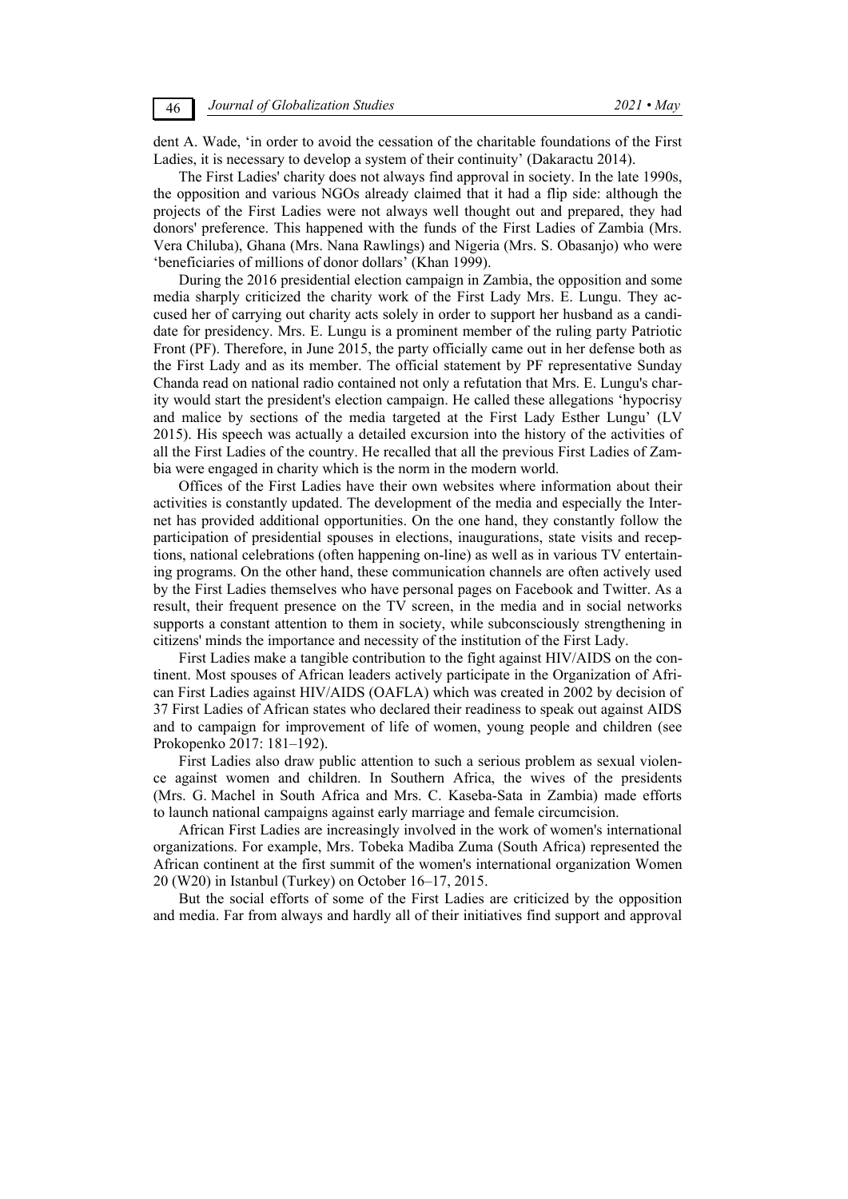dent A. Wade, 'in order to avoid the cessation of the charitable foundations of the First Ladies, it is necessary to develop a system of their continuity' (Dakaractu 2014).

The First Ladies' charity does not always find approval in society. In the late 1990s, the opposition and various NGOs already claimed that it had a flip side: although the projects of the First Ladies were not always well thought out and prepared, they had donors' preference. This happened with the funds of the First Ladies of Zambia (Mrs. Vera Chiluba), Ghana (Mrs. Nana Rawlings) and Nigeria (Mrs. S. Obasanjo) who were 'beneficiaries of millions of donor dollars' (Khan 1999).

During the 2016 presidential election campaign in Zambia, the opposition and some media sharply criticized the charity work of the First Lady Mrs. E. Lungu. They accused her of carrying out charity acts solely in order to support her husband as a candidate for presidency. Mrs. E. Lungu is a prominent member of the ruling party Patriotic Front (PF). Therefore, in June 2015, the party officially came out in her defense both as the First Lady and as its member. The official statement by PF representative Sunday Chanda read on national radio contained not only a refutation that Mrs. E. Lungu's charity would start the president's election campaign. He called these allegations 'hypocrisy and malice by sections of the media targeted at the First Lady Esther Lungu' (LV 2015). His speech was actually a detailed excursion into the history of the activities of all the First Ladies of the country. He recalled that all the previous First Ladies of Zambia were engaged in charity which is the norm in the modern world.

Offices of the First Ladies have their own websites where information about their activities is constantly updated. The development of the media and especially the Internet has provided additional opportunities. On the one hand, they constantly follow the participation of presidential spouses in elections, inaugurations, state visits and receptions, national celebrations (often happening on-line) as well as in various TV entertaining programs. On the other hand, these communication channels are often actively used by the First Ladies themselves who have personal pages on Facebook and Twitter. As a result, their frequent presence on the TV screen, in the media and in social networks supports a constant attention to them in society, while subconsciously strengthening in citizens' minds the importance and necessity of the institution of the First Lady.

First Ladies make a tangible contribution to the fight against HIV/AIDS on the continent. Most spouses of African leaders actively participate in the Organization of African First Ladies against HIV/AIDS (OAFLA) which was created in 2002 by decision of 37 First Ladies of African states who declared their readiness to speak out against AIDS and to campaign for improvement of life of women, young people and children (see Prokopenko 2017: 181–192).

First Ladies also draw public attention to such a serious problem as sexual violence against women and children. In Southern Africa, the wives of the presidents (Mrs. G. Machel in South Africa and Mrs. C. Kaseba-Sata in Zambia) made efforts to launch national campaigns against early marriage and female circumcision.

African First Ladies are increasingly involved in the work of women's international organizations. For example, Mrs. Tobeka Madiba Zuma (South Africa) represented the African continent at the first summit of the women's international organization Women 20 (W20) in Istanbul (Turkey) on October 16–17, 2015.

But the social efforts of some of the First Ladies are criticized by the opposition and media. Far from always and hardly all of their initiatives find support and approval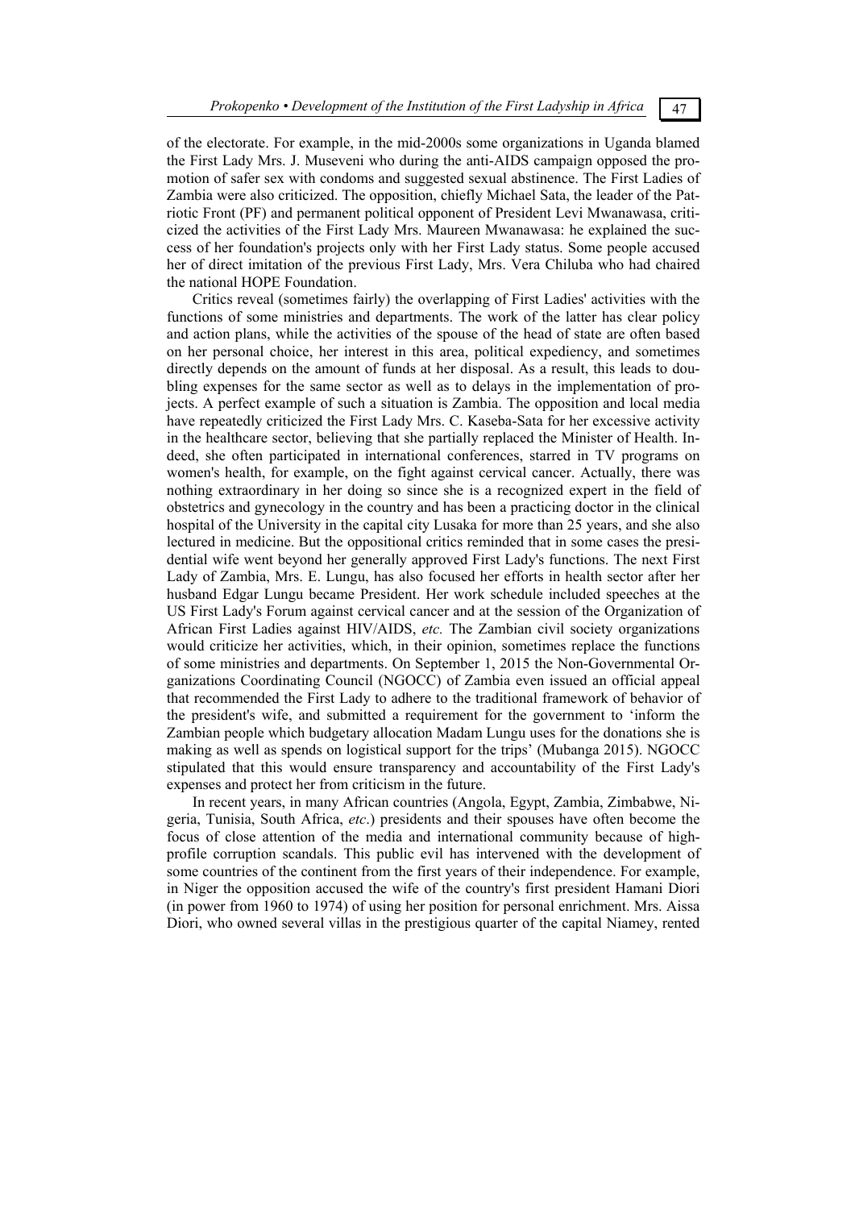of the electorate. For example, in the mid-2000s some organizations in Uganda blamed the First Lady Mrs. J. Museveni who during the anti-AIDS campaign opposed the promotion of safer sex with condoms and suggested sexual abstinence. The First Ladies of Zambia were also criticized. The opposition, chiefly Michael Sata, the leader of the Patriotic Front (PF) and permanent political opponent of President Levi Mwanawasa, criticized the activities of the First Lady Mrs. Maureen Mwanawasa: he explained the success of her foundation's projects only with her First Lady status. Some people accused her of direct imitation of the previous First Lady, Mrs. Vera Chiluba who had chaired the national HOPE Foundation.

Critics reveal (sometimes fairly) the overlapping of First Ladies' activities with the functions of some ministries and departments. The work of the latter has clear policy and action plans, while the activities of the spouse of the head of state are often based on her personal choice, her interest in this area, political expediency, and sometimes directly depends on the amount of funds at her disposal. As a result, this leads to doubling expenses for the same sector as well as to delays in the implementation of projects. A perfect example of such a situation is Zambia. The opposition and local media have repeatedly criticized the First Lady Mrs. C. Kaseba-Sata for her excessive activity in the healthcare sector, believing that she partially replaced the Minister of Health. Indeed, she often participated in international conferences, starred in TV programs on women's health, for example, on the fight against cervical cancer. Actually, there was nothing extraordinary in her doing so since she is a recognized expert in the field of obstetrics and gynecology in the country and has been a practicing doctor in the clinical hospital of the University in the capital city Lusaka for more than 25 years, and she also lectured in medicine. But the oppositional critics reminded that in some cases the presidential wife went beyond her generally approved First Lady's functions. The next First Lady of Zambia, Mrs. E. Lungu, has also focused her efforts in health sector after her husband Edgar Lungu became President. Her work schedule included speeches at the US First Lady's Forum against cervical cancer and at the session of the Organization of African First Ladies against HIV/AIDS, *etc.* The Zambian civil society organizations would criticize her activities, which, in their opinion, sometimes replace the functions of some ministries and departments. On September 1, 2015 the Non-Governmental Organizations Coordinating Council (NGOCC) of Zambia even issued an official appeal that recommended the First Lady to adhere to the traditional framework of behavior of the president's wife, and submitted a requirement for the government to 'inform the Zambian people which budgetary allocation Madam Lungu uses for the donations she is making as well as spends on logistical support for the trips' (Mubanga 2015). NGOCC stipulated that this would ensure transparency and accountability of the First Lady's expenses and protect her from criticism in the future.

In recent years, in many African countries (Angola, Egypt, Zambia, Zimbabwe, Nigeria, Tunisia, South Africa, *etc*.) presidents and their spouses have often become the focus of close attention of the media and international community because of high-profile corruption scandals. This public evil has intervened with the development of some countries of the continent from the first years of their independence. For example, in Niger the opposition accused the wife of the country's first president Hamani Diori (in power from 1960 to 1974) of using her position for personal enrichment. Mrs. Aissa Diori, who owned several villas in the prestigious quarter of the capital Niamey, rented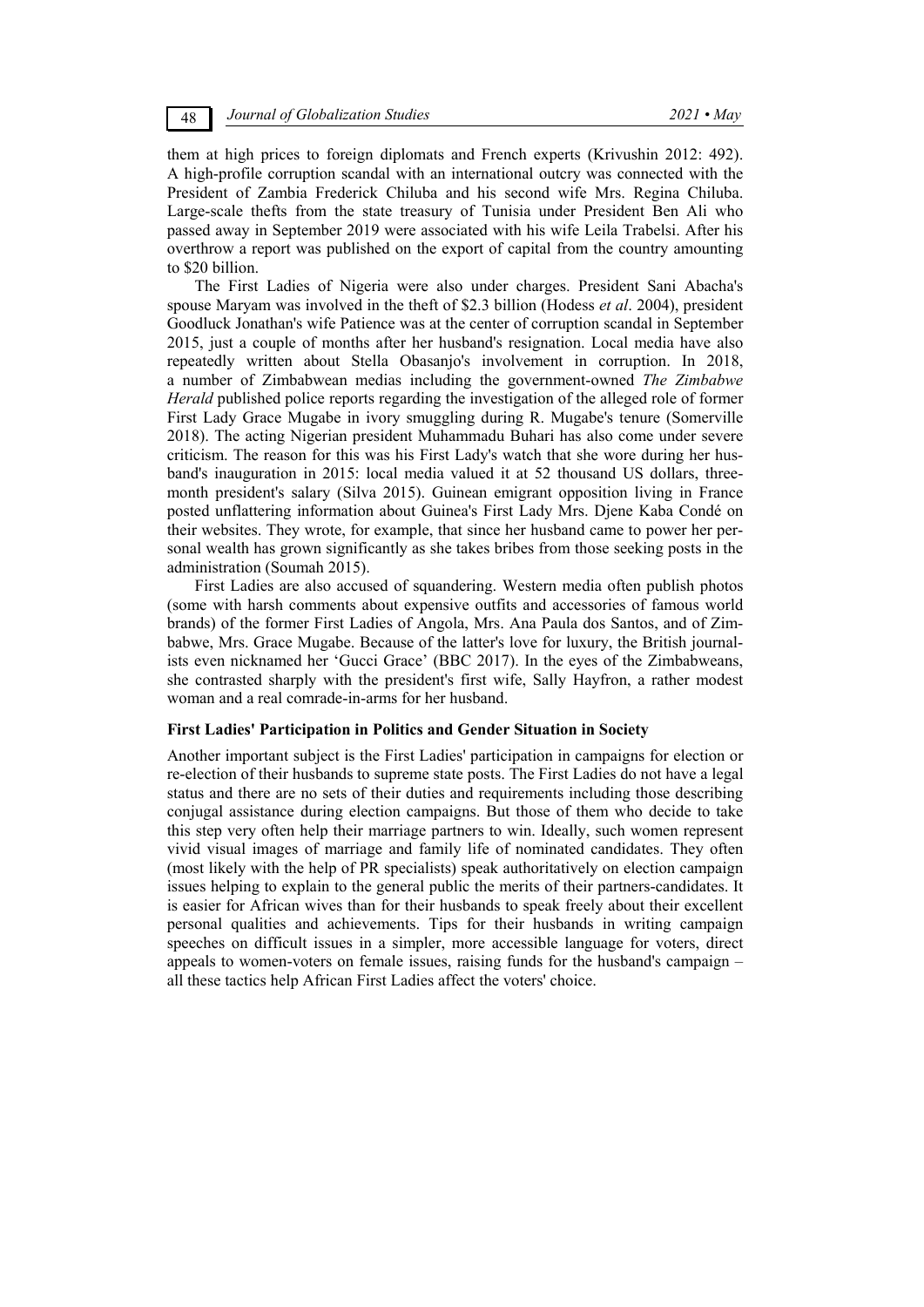them at high prices to foreign diplomats and French experts (Krivushin 2012: 492). A high-profile corruption scandal with an international outcry was connected with the President of Zambia Frederick Chiluba and his second wife Mrs. Regina Chiluba. Large-scale thefts from the state treasury of Tunisia under President Ben Ali who passed away in September 2019 were associated with his wife Leila Trabelsi. After his overthrow a report was published on the export of capital from the country amounting to $20 billion.

The First Ladies of Nigeria were also under charges. President Sani Abacha's spouse Maryam was involved in the theft of $2.3 billion (Hodess *et al*. 2004), president Goodluck Jonathan's wife Patience was at the center of corruption scandal in September 2015, just a couple of months after her husband's resignation. Local media have also repeatedly written about Stella Obasanjo's involvement in corruption. In 2018, a number of Zimbabwean medias including the government-owned *The Zimbabwe Herald* published police reports regarding the investigation of the alleged role of former First Lady Grace Mugabe in ivory smuggling during R. Mugabe's tenure (Somerville 2018). The acting Nigerian president Muhammadu Buhari has also come under severe criticism. The reason for this was his First Lady's watch that she wore during her husband's inauguration in 2015: local media valued it at 52 thousand US dollars, three-month president's salary (Silva 2015). Guinean emigrant opposition living in France posted unflattering information about Guinea's First Lady Mrs. Djene Kaba Condé on their websites. They wrote, for example, that since her husband came to power her personal wealth has grown significantly as she takes bribes from those seeking posts in the administration (Soumah 2015).

First Ladies are also accused of squandering. Western media often publish photos (some with harsh comments about expensive outfits and accessories of famous world brands) of the former First Ladies of Angola, Mrs. Ana Paula dos Santos, and of Zimbabwe, Mrs. Grace Mugabe. Because of the latter's love for luxury, the British journalists even nicknamed her 'Gucci Grace' (BBC 2017). In the eyes of the Zimbabweans, she contrasted sharply with the president's first wife, Sally Hayfron, a rather modest woman and a real comrade-in-arms for her husband.

### First Ladies' Participation in Politics and Gender Situation in Society

Another important subject is the First Ladies' participation in campaigns for election or re-election of their husbands to supreme state posts. The First Ladies do not have a legal status and there are no sets of their duties and requirements including those describing conjugal assistance during election campaigns. But those of them who decide to take this step very often help their marriage partners to win. Ideally, such women represent vivid visual images of marriage and family life of nominated candidates. They often (most likely with the help of PR specialists) speak authoritatively on election campaign issues helping to explain to the general public the merits of their partners-candidates. It is easier for African wives than for their husbands to speak freely about their excellent personal qualities and achievements. Tips for their husbands in writing campaign speeches on difficult issues in a simpler, more accessible language for voters, direct appeals to women-voters on female issues, raising funds for the husband's campaign – all these tactics help African First Ladies affect the voters' choice.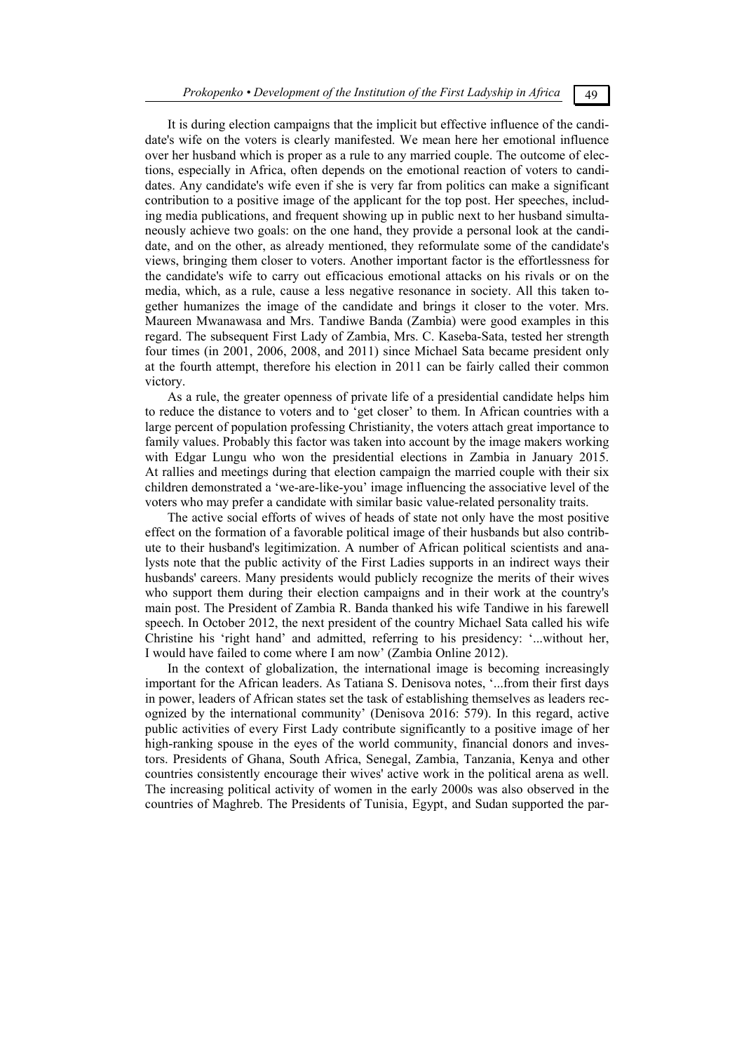It is during election campaigns that the implicit but effective influence of the candidate's wife on the voters is clearly manifested. We mean here her emotional influence over her husband which is proper as a rule to any married couple. The outcome of elections, especially in Africa, often depends on the emotional reaction of voters to candidates. Any candidate's wife even if she is very far from politics can make a significant contribution to a positive image of the applicant for the top post. Her speeches, including media publications, and frequent showing up in public next to her husband simultaneously achieve two goals: on the one hand, they provide a personal look at the candidate, and on the other, as already mentioned, they reformulate some of the candidate's views, bringing them closer to voters. Another important factor is the effortlessness for the candidate's wife to carry out efficacious emotional attacks on his rivals or on the media, which, as a rule, cause a less negative resonance in society. All this taken together humanizes the image of the candidate and brings it closer to the voter. Mrs. Maureen Mwanawasa and Mrs. Tandiwe Banda (Zambia) were good examples in this regard. The subsequent First Lady of Zambia, Mrs. C. Kaseba-Sata, tested her strength four times (in 2001, 2006, 2008, and 2011) since Michael Sata became president only at the fourth attempt, therefore his election in 2011 can be fairly called their common victory.

As a rule, the greater openness of private life of a presidential candidate helps him to reduce the distance to voters and to 'get closer' to them. In African countries with a large percent of population professing Christianity, the voters attach great importance to family values. Probably this factor was taken into account by the image makers working with Edgar Lungu who won the presidential elections in Zambia in January 2015. At rallies and meetings during that election campaign the married couple with their six children demonstrated a 'we-are-like-you' image influencing the associative level of the voters who may prefer a candidate with similar basic value-related personality traits.

The active social efforts of wives of heads of state not only have the most positive effect on the formation of a favorable political image of their husbands but also contribute to their husband's legitimization. A number of African political scientists and analysts note that the public activity of the First Ladies supports in an indirect ways their husbands' careers. Many presidents would publicly recognize the merits of their wives who support them during their election campaigns and in their work at the country's main post. The President of Zambia R. Banda thanked his wife Tandiwe in his farewell speech. In October 2012, the next president of the country Michael Sata called his wife Christine his 'right hand' and admitted, referring to his presidency: '...without her, I would have failed to come where I am now' (Zambia Online 2012).

In the context of globalization, the international image is becoming increasingly important for the African leaders. As Tatiana S. Denisova notes, '...from their first days in power, leaders of African states set the task of establishing themselves as leaders recognized by the international community' (Denisova 2016: 579). In this regard, active public activities of every First Lady contribute significantly to a positive image of her high-ranking spouse in the eyes of the world community, financial donors and investors. Presidents of Ghana, South Africa, Senegal, Zambia, Tanzania, Kenya and other countries consistently encourage their wives' active work in the political arena as well. The increasing political activity of women in the early 2000s was also observed in the countries of Maghreb. The Presidents of Tunisia, Egypt, and Sudan supported the par-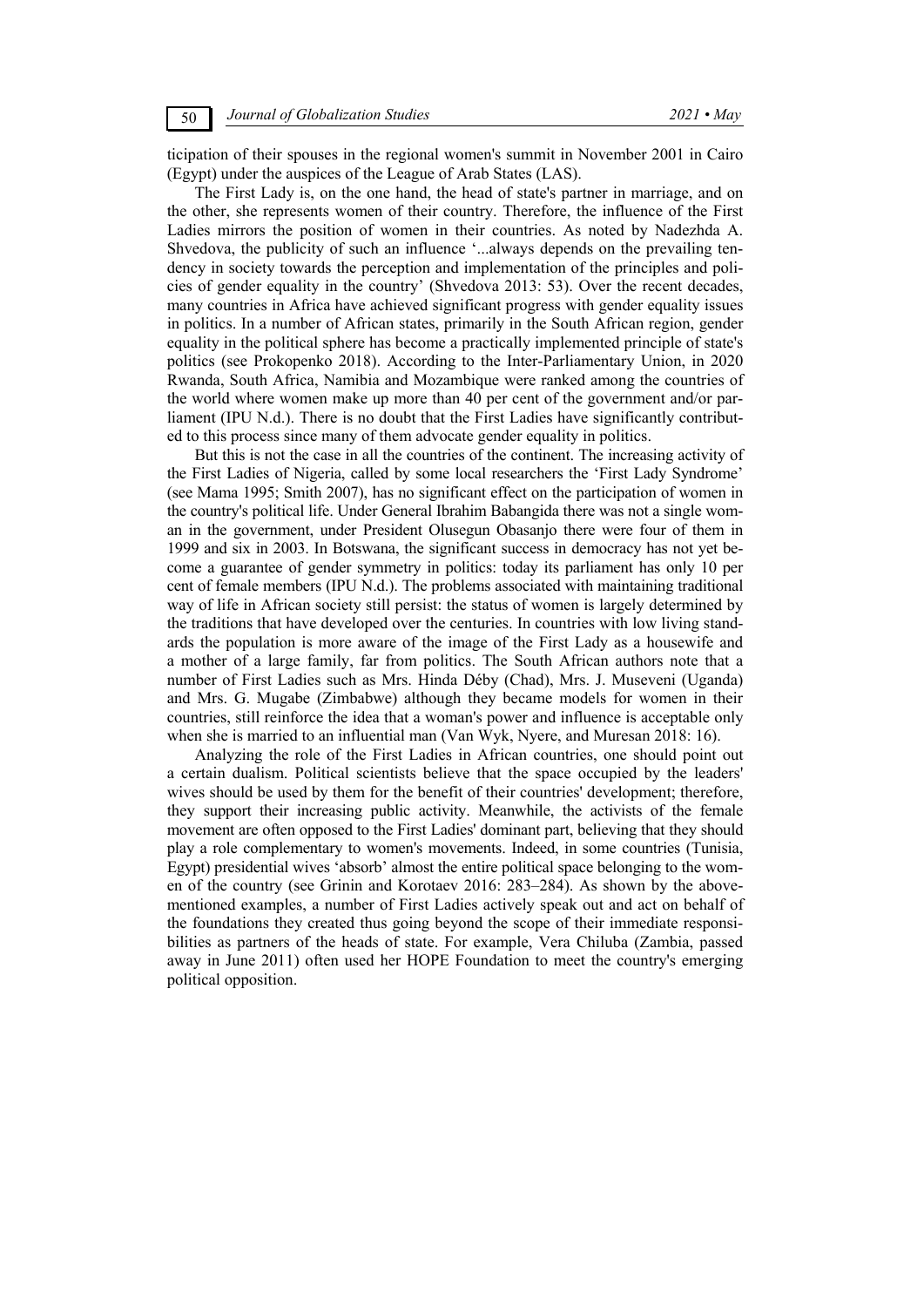ticipation of their spouses in the regional women's summit in November 2001 in Cairo (Egypt) under the auspices of the League of Arab States (LAS).

The First Lady is, on the one hand, the head of state's partner in marriage, and on the other, she represents women of their country. Therefore, the influence of the First Ladies mirrors the position of women in their countries. As noted by Nadezhda A. Shvedova, the publicity of such an influence '...always depends on the prevailing tendency in society towards the perception and implementation of the principles and policies of gender equality in the country' (Shvedova 2013: 53). Over the recent decades, many countries in Africa have achieved significant progress with gender equality issues in politics. In a number of African states, primarily in the South African region, gender equality in the political sphere has become a practically implemented principle of state's politics (see Prokopenko 2018). According to the Inter-Parliamentary Union, in 2020 Rwanda, South Africa, Namibia and Mozambique were ranked among the countries of the world where women make up more than 40 per cent of the government and/or parliament (IPU N.d.). There is no doubt that the First Ladies have significantly contributed to this process since many of them advocate gender equality in politics.

But this is not the case in all the countries of the continent. The increasing activity of the First Ladies of Nigeria, called by some local researchers the 'First Lady Syndrome' (see Mama 1995; Smith 2007), has no significant effect on the participation of women in the country's political life. Under General Ibrahim Babangida there was not a single woman in the government, under President Olusegun Obasanjo there were four of them in 1999 and six in 2003. In Botswana, the significant success in democracy has not yet become a guarantee of gender symmetry in politics: today its parliament has only 10 per cent of female members (IPU N.d.). The problems associated with maintaining traditional way of life in African society still persist: the status of women is largely determined by the traditions that have developed over the centuries. In countries with low living standards the population is more aware of the image of the First Lady as a housewife and a mother of a large family, far from politics. The South African authors note that a number of First Ladies such as Mrs. Hinda Déby (Chad), Mrs. J. Museveni (Uganda) and Mrs. G. Mugabe (Zimbabwe) although they became models for women in their countries, still reinforce the idea that a woman's power and influence is acceptable only when she is married to an influential man (Van Wyk, Nyere, and Muresan 2018: 16).

Analyzing the role of the First Ladies in African countries, one should point out a certain dualism. Political scientists believe that the space occupied by the leaders' wives should be used by them for the benefit of their countries' development; therefore, they support their increasing public activity. Meanwhile, the activists of the female movement are often opposed to the First Ladies' dominant part, believing that they should play a role complementary to women's movements. Indeed, in some countries (Tunisia, Egypt) presidential wives 'absorb' almost the entire political space belonging to the women of the country (see Grinin and Korotaev 2016: 283–284). As shown by the above-mentioned examples, a number of First Ladies actively speak out and act on behalf of the foundations they created thus going beyond the scope of their immediate responsibilities as partners of the heads of state. For example, Vera Chiluba (Zambia, passed away in June 2011) often used her HOPE Foundation to meet the country's emerging political opposition.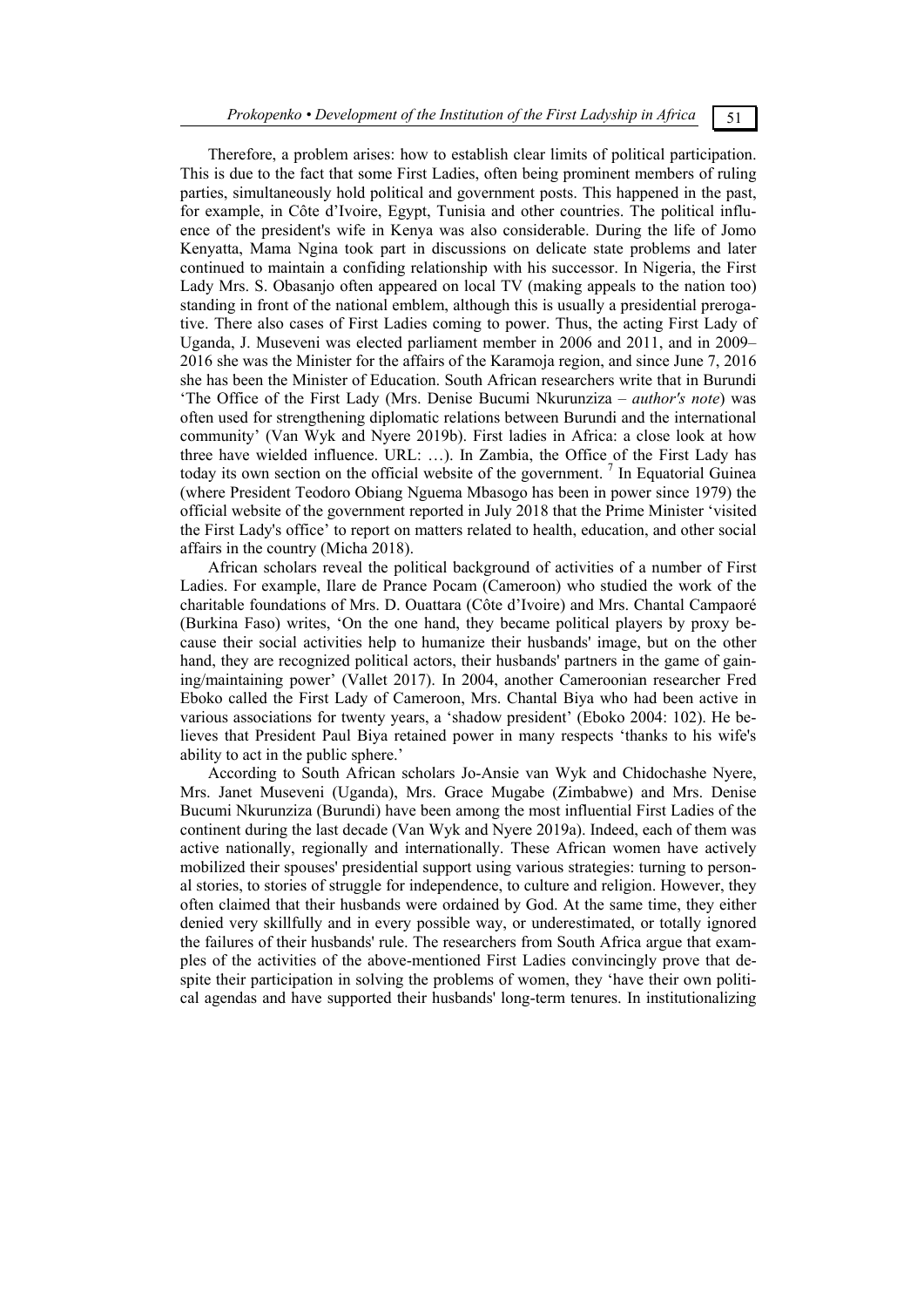Therefore, a problem arises: how to establish clear limits of political participation. This is due to the fact that some First Ladies, often being prominent members of ruling parties, simultaneously hold political and government posts. This happened in the past, for example, in Côte d'Ivoire, Egypt, Tunisia and other countries. The political influence of the president's wife in Kenya was also considerable. During the life of Jomo Kenyatta, Mama Ngina took part in discussions on delicate state problems and later continued to maintain a confiding relationship with his successor. In Nigeria, the First Lady Mrs. S. Obasanjo often appeared on local TV (making appeals to the nation too) standing in front of the national emblem, although this is usually a presidential prerogative. There also cases of First Ladies coming to power. Thus, the acting First Lady of Uganda, J. Museveni was elected parliament member in 2006 and 2011, and in 2009–2016 she was the Minister for the affairs of the Karamoja region, and since June 7, 2016 she has been the Minister of Education. South African researchers write that in Burundi 'The Office of the First Lady (Mrs. Denise Bucumi Nkurunziza – *author's note*) was often used for strengthening diplomatic relations between Burundi and the international community' (Van Wyk and Nyere 2019b). First ladies in Africa: a close look at how three have wielded influence. URL: …). In Zambia, the Office of the First Lady has today its own section on the official website of the government. [7] In Equatorial Guinea (where President Teodoro Obiang Nguema Mbasogo has been in power since 1979) the official website of the government reported in July 2018 that the Prime Minister 'visited the First Lady's office' to report on matters related to health, education, and other social affairs in the country (Micha 2018).

African scholars reveal the political background of activities of a number of First Ladies. For example, Ilare de Prance Pocam (Cameroon) who studied the work of the charitable foundations of Mrs. D. Ouattara (Côte d'Ivoire) and Mrs. Chantal Campaoré (Burkina Faso) writes, 'On the one hand, they became political players by proxy because their social activities help to humanize their husbands' image, but on the other hand, they are recognized political actors, their husbands' partners in the game of gaining/maintaining power' (Vallet 2017). In 2004, another Cameroonian researcher Fred Eboko called the First Lady of Cameroon, Mrs. Chantal Biya who had been active in various associations for twenty years, a 'shadow president' (Eboko 2004: 102). He believes that President Paul Biya retained power in many respects 'thanks to his wife's ability to act in the public sphere.'

According to South African scholars Jo-Ansie van Wyk and Chidochashe Nyere, Mrs. Janet Museveni (Uganda), Mrs. Grace Mugabe (Zimbabwe) and Mrs. Denise Bucumi Nkurunziza (Burundi) have been among the most influential First Ladies of the continent during the last decade (Van Wyk and Nyere 2019a). Indeed, each of them was active nationally, regionally and internationally. These African women have actively mobilized their spouses' presidential support using various strategies: turning to personal stories, to stories of struggle for independence, to culture and religion. However, they often claimed that their husbands were ordained by God. At the same time, they either denied very skillfully and in every possible way, or underestimated, or totally ignored the failures of their husbands' rule. The researchers from South Africa argue that examples of the activities of the above-mentioned First Ladies convincingly prove that despite their participation in solving the problems of women, they 'have their own political agendas and have supported their husbands' long-term tenures. In institutionalizing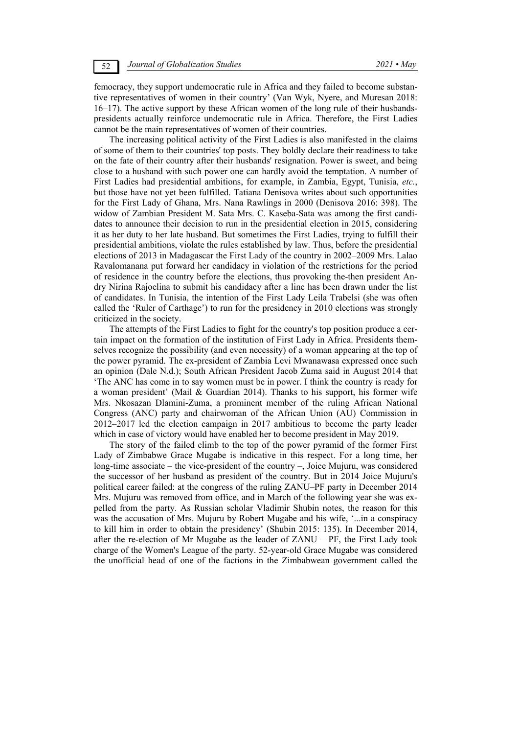femocracy, they support undemocratic rule in Africa and they failed to become substantive representatives of women in their country' (Van Wyk, Nyere, and Muresan 2018: 16–17). The active support by these African women of the long rule of their husbands-presidents actually reinforce undemocratic rule in Africa. Therefore, the First Ladies cannot be the main representatives of women of their countries.

The increasing political activity of the First Ladies is also manifested in the claims of some of them to their countries' top posts. They boldly declare their readiness to take on the fate of their country after their husbands' resignation. Power is sweet, and being close to a husband with such power one can hardly avoid the temptation. A number of First Ladies had presidential ambitions, for example, in Zambia, Egypt, Tunisia, *etc.*, but those have not yet been fulfilled. Tatiana Denisova writes about such opportunities for the First Lady of Ghana, Mrs. Nana Rawlings in 2000 (Denisova 2016: 398). The widow of Zambian President M. Sata Mrs. C. Kaseba-Sata was among the first candidates to announce their decision to run in the presidential election in 2015, considering it as her duty to her late husband. But sometimes the First Ladies, trying to fulfill their presidential ambitions, violate the rules established by law. Thus, before the presidential elections of 2013 in Madagascar the First Lady of the country in 2002–2009 Mrs. Lalao Ravalomanana put forward her candidacy in violation of the restrictions for the period of residence in the country before the elections, thus provoking the-then president Andry Nirina Rajoelina to submit his candidacy after a line has been drawn under the list of candidates. In Tunisia, the intention of the First Lady Leila Trabelsi (she was often called the 'Ruler of Carthage') to run for the presidency in 2010 elections was strongly criticized in the society.

The attempts of the First Ladies to fight for the country's top position produce a certain impact on the formation of the institution of First Lady in Africa. Presidents themselves recognize the possibility (and even necessity) of a woman appearing at the top of the power pyramid. The ex-president of Zambia Levi Mwanawasa expressed once such an opinion (Dale N.d.); South African President Jacob Zuma said in August 2014 that 'The ANC has come in to say women must be in power. I think the country is ready for a woman president' (Mail & Guardian 2014). Thanks to his support, his former wife Mrs. Nkosazan Dlamini-Zuma, a prominent member of the ruling African National Congress (ANC) party and chairwoman of the African Union (AU) Commission in 2012–2017 led the election campaign in 2017 ambitious to become the party leader which in case of victory would have enabled her to become president in May 2019.

The story of the failed climb to the top of the power pyramid of the former First Lady of Zimbabwe Grace Mugabe is indicative in this respect. For a long time, her long-time associate – the vice-president of the country –, Joice Mujuru, was considered the successor of her husband as president of the country. But in 2014 Joice Mujuru's political career failed: at the congress of the ruling ZANU–PF party in December 2014 Mrs. Mujuru was removed from office, and in March of the following year she was expelled from the party. As Russian scholar Vladimir Shubin notes, the reason for this was the accusation of Mrs. Mujuru by Robert Mugabe and his wife, '...in a conspiracy to kill him in order to obtain the presidency' (Shubin 2015: 135). In December 2014, after the re-election of Mr Mugabe as the leader of ZANU – PF, the First Lady took charge of the Women's League of the party. 52-year-old Grace Mugabe was considered the unofficial head of one of the factions in the Zimbabwean government called the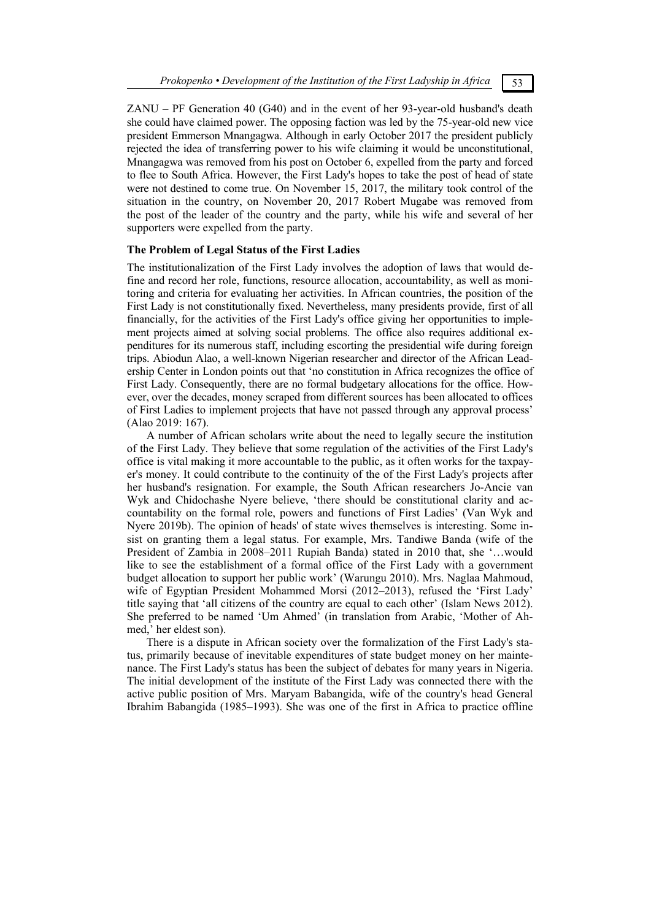ZANU – PF Generation 40 (G40) and in the event of her 93-year-old husband's death she could have claimed power. The opposing faction was led by the 75-year-old new vice president Emmerson Mnangagwa. Although in early October 2017 the president publicly rejected the idea of transferring power to his wife claiming it would be unconstitutional, Mnangagwa was removed from his post on October 6, expelled from the party and forced to flee to South Africa. However, the First Lady's hopes to take the post of head of state were not destined to come true. On November 15, 2017, the military took control of the situation in the country, on November 20, 2017 Robert Mugabe was removed from the post of the leader of the country and the party, while his wife and several of her supporters were expelled from the party.

**The Problem of Legal Status of the First Ladies**

The institutionalization of the First Lady involves the adoption of laws that would define and record her role, functions, resource allocation, accountability, as well as monitoring and criteria for evaluating her activities. In African countries, the position of the First Lady is not constitutionally fixed. Nevertheless, many presidents provide, first of all financially, for the activities of the First Lady's office giving her opportunities to implement projects aimed at solving social problems. The office also requires additional expenditures for its numerous staff, including escorting the presidential wife during foreign trips. Abiodun Alao, a well-known Nigerian researcher and director of the African Leadership Center in London points out that 'no constitution in Africa recognizes the office of First Lady. Consequently, there are no formal budgetary allocations for the office. However, over the decades, money scraped from different sources has been allocated to offices of First Ladies to implement projects that have not passed through any approval process' (Alao 2019: 167).

A number of African scholars write about the need to legally secure the institution of the First Lady. They believe that some regulation of the activities of the First Lady's office is vital making it more accountable to the public, as it often works for the taxpayer's money. It could contribute to the continuity of the of the First Lady's projects after her husband's resignation. For example, the South African researchers Jo-Ancie van Wyk and Chidochashe Nyere believe, 'there should be constitutional clarity and accountability on the formal role, powers and functions of First Ladies' (Van Wyk and Nyere 2019b). The opinion of heads' of state wives themselves is interesting. Some insist on granting them a legal status. For example, Mrs. Tandiwe Banda (wife of the President of Zambia in 2008–2011 Rupiah Banda) stated in 2010 that, she '…would like to see the establishment of a formal office of the First Lady with a government budget allocation to support her public work' (Warungu 2010). Mrs. Naglaa Mahmoud, wife of Egyptian President Mohammed Morsi (2012–2013), refused the 'First Lady' title saying that 'all citizens of the country are equal to each other' (Islam News 2012). She preferred to be named 'Um Ahmed' (in translation from Arabic, 'Mother of Ahmed,' her eldest son).

There is a dispute in African society over the formalization of the First Lady's status, primarily because of inevitable expenditures of state budget money on her maintenance. The First Lady's status has been the subject of debates for many years in Nigeria. The initial development of the institute of the First Lady was connected there with the active public position of Mrs. Maryam Babangida, wife of the country's head General Ibrahim Babangida (1985–1993). She was one of the first in Africa to practice offline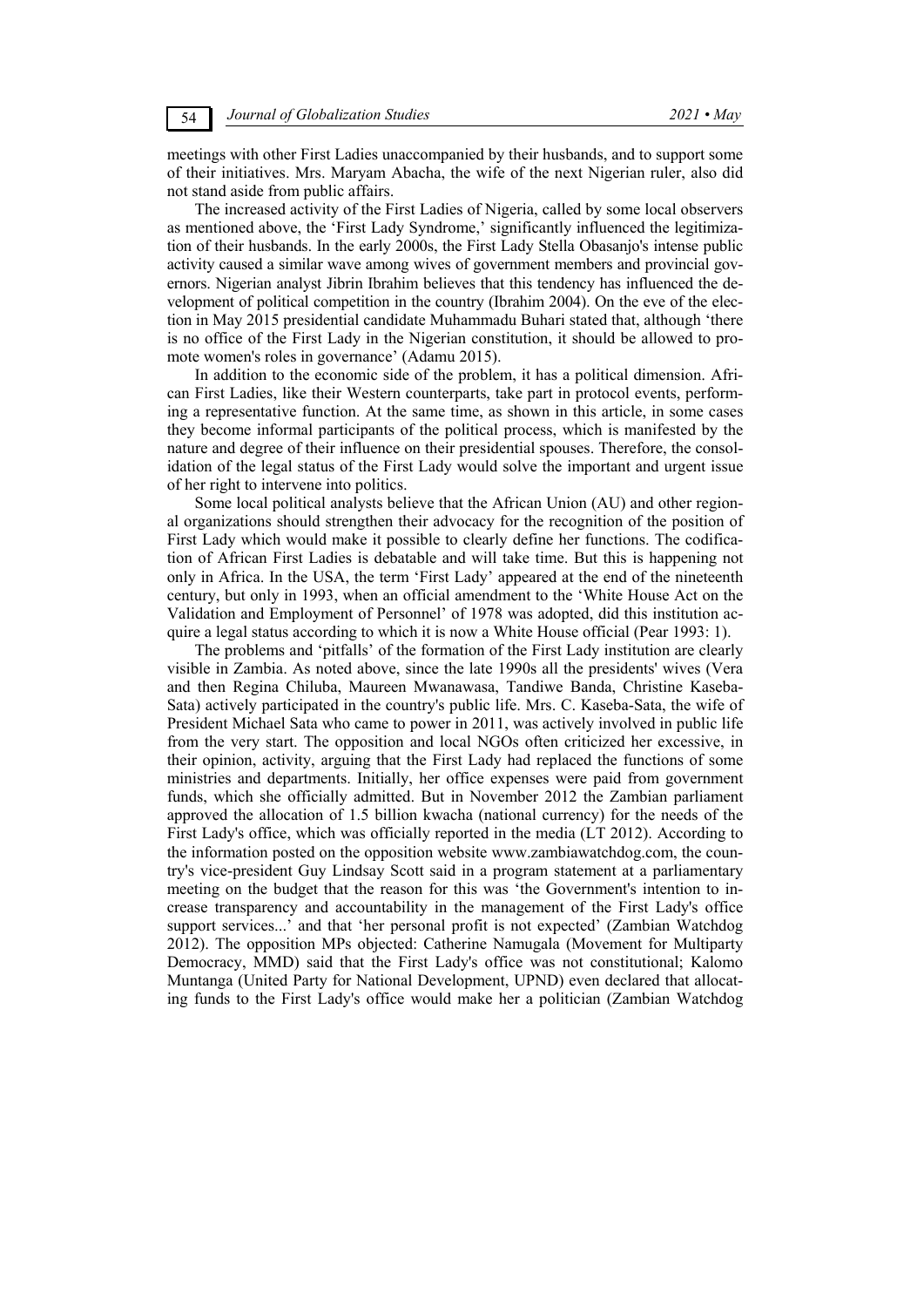meetings with other First Ladies unaccompanied by their husbands, and to support some of their initiatives. Mrs. Maryam Abacha, the wife of the next Nigerian ruler, also did not stand aside from public affairs.

The increased activity of the First Ladies of Nigeria, called by some local observers as mentioned above, the 'First Lady Syndrome,' significantly influenced the legitimization of their husbands. In the early 2000s, the First Lady Stella Obasanjo's intense public activity caused a similar wave among wives of government members and provincial governors. Nigerian analyst Jibrin Ibrahim believes that this tendency has influenced the development of political competition in the country (Ibrahim 2004). On the eve of the election in May 2015 presidential candidate Muhammadu Buhari stated that, although 'there is no office of the First Lady in the Nigerian constitution, it should be allowed to promote women's roles in governance' (Adamu 2015).

In addition to the economic side of the problem, it has a political dimension. African First Ladies, like their Western counterparts, take part in protocol events, performing a representative function. At the same time, as shown in this article, in some cases they become informal participants of the political process, which is manifested by the nature and degree of their influence on their presidential spouses. Therefore, the consolidation of the legal status of the First Lady would solve the important and urgent issue of her right to intervene into politics.

Some local political analysts believe that the African Union (AU) and other regional organizations should strengthen their advocacy for the recognition of the position of First Lady which would make it possible to clearly define her functions. The codification of African First Ladies is debatable and will take time. But this is happening not only in Africa. In the USA, the term 'First Lady' appeared at the end of the nineteenth century, but only in 1993, when an official amendment to the 'White House Act on the Validation and Employment of Personnel' of 1978 was adopted, did this institution acquire a legal status according to which it is now a White House official (Pear 1993: 1).

The problems and 'pitfalls' of the formation of the First Lady institution are clearly visible in Zambia. As noted above, since the late 1990s all the presidents' wives (Vera and then Regina Chiluba, Maureen Mwanawasa, Tandiwe Banda, Christine Kaseba-Sata) actively participated in the country's public life. Mrs. C. Kaseba-Sata, the wife of President Michael Sata who came to power in 2011, was actively involved in public life from the very start. The opposition and local NGOs often criticized her excessive, in their opinion, activity, arguing that the First Lady had replaced the functions of some ministries and departments. Initially, her office expenses were paid from government funds, which she officially admitted. But in November 2012 the Zambian parliament approved the allocation of 1.5 billion kwacha (national currency) for the needs of the First Lady's office, which was officially reported in the media (LT 2012). According to the information posted on the opposition website www.zambiawatchdog.com, the country's vice-president Guy Lindsay Scott said in a program statement at a parliamentary meeting on the budget that the reason for this was 'the Government's intention to increase transparency and accountability in the management of the First Lady's office support services...' and that 'her personal profit is not expected' (Zambian Watchdog 2012). The opposition MPs objected: Catherine Namugala (Movement for Multiparty Democracy, MMD) said that the First Lady's office was not constitutional; Kalomo Muntanga (United Party for National Development, UPND) even declared that allocating funds to the First Lady's office would make her a politician (Zambian Watchdog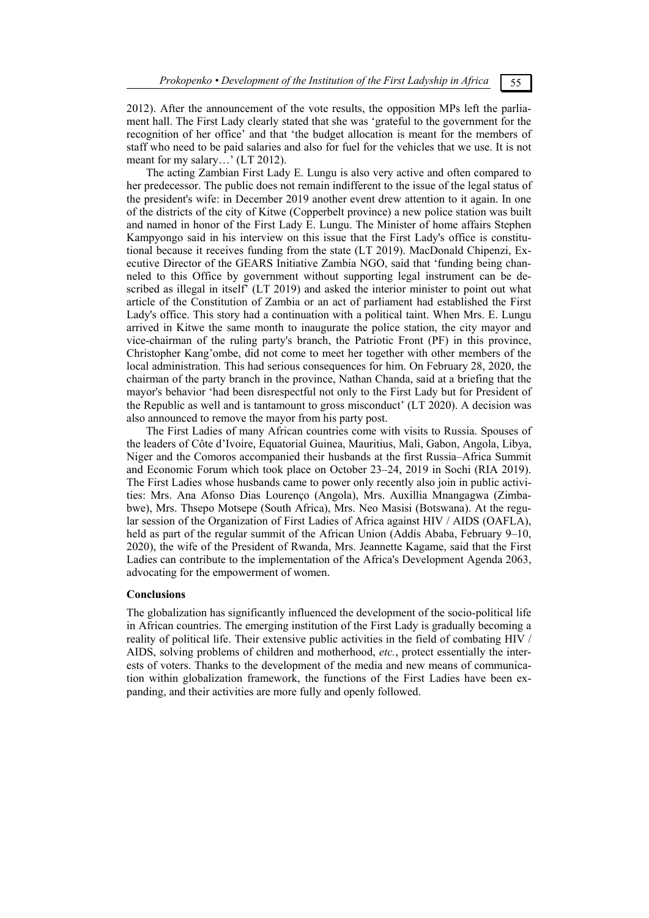2012). After the announcement of the vote results, the opposition MPs left the parliament hall. The First Lady clearly stated that she was 'grateful to the government for the recognition of her office' and that 'the budget allocation is meant for the members of staff who need to be paid salaries and also for fuel for the vehicles that we use. It is not meant for my salary…' (LT 2012).

The acting Zambian First Lady E. Lungu is also very active and often compared to her predecessor. The public does not remain indifferent to the issue of the legal status of the president's wife: in December 2019 another event drew attention to it again. In one of the districts of the city of Kitwe (Copperbelt province) a new police station was built and named in honor of the First Lady E. Lungu. The Minister of home affairs Stephen Kampyongo said in his interview on this issue that the First Lady's office is constitutional because it receives funding from the state (LT 2019). MacDonald Chipenzi, Executive Director of the GEARS Initiative Zambia NGO, said that 'funding being channeled to this Office by government without supporting legal instrument can be described as illegal in itself' (LT 2019) and asked the interior minister to point out what article of the Constitution of Zambia or an act of parliament had established the First Lady's office. This story had a continuation with a political taint. When Mrs. E. Lungu arrived in Kitwe the same month to inaugurate the police station, the city mayor and vice-chairman of the ruling party's branch, the Patriotic Front (PF) in this province, Christopher Kang'ombe, did not come to meet her together with other members of the local administration. This had serious consequences for him. On February 28, 2020, the chairman of the party branch in the province, Nathan Chanda, said at a briefing that the mayor's behavior 'had been disrespectful not only to the First Lady but for President of the Republic as well and is tantamount to gross misconduct' (LT 2020). A decision was also announced to remove the mayor from his party post.

The First Ladies of many African countries come with visits to Russia. Spouses of the leaders of Côte d'Ivoire, Equatorial Guinea, Mauritius, Mali, Gabon, Angola, Libya, Niger and the Comoros accompanied their husbands at the first Russia–Africa Summit and Economic Forum which took place on October 23–24, 2019 in Sochi (RIA 2019). The First Ladies whose husbands came to power only recently also join in public activities: Mrs. Ana Afonso Dias Lourenço (Angola), Mrs. Auxillia Mnangagwa (Zimbabwe), Mrs. Thsepo Motsepe (South Africa), Mrs. Neo Masisi (Botswana). At the regular session of the Organization of First Ladies of Africa against HIV / AIDS (OAFLA), held as part of the regular summit of the African Union (Addis Ababa, February 9–10, 2020), the wife of the President of Rwanda, Mrs. Jeannette Kagame, said that the First Ladies can contribute to the implementation of the Africa's Development Agenda 2063, advocating for the empowerment of women.

## Conclusions

The globalization has significantly influenced the development of the socio-political life in African countries. The emerging institution of the First Lady is gradually becoming a reality of political life. Their extensive public activities in the field of combating HIV / AIDS, solving problems of children and motherhood, *etc.*, protect essentially the interests of voters. Thanks to the development of the media and new means of communication within globalization framework, the functions of the First Ladies have been expanding, and their activities are more fully and openly followed.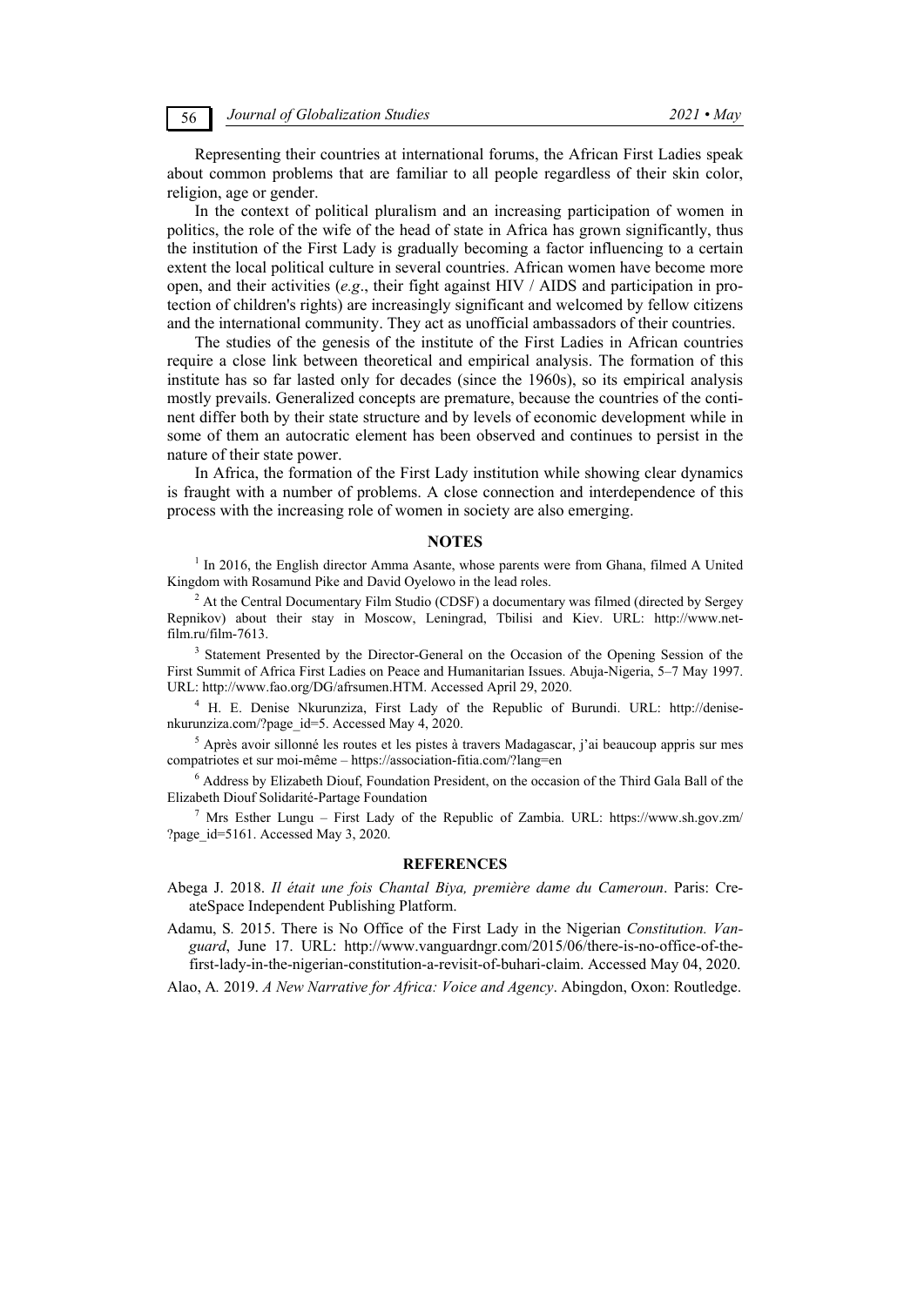Representing their countries at international forums, the African First Ladies speak about common problems that are familiar to all people regardless of their skin color, religion, age or gender.

In the context of political pluralism and an increasing participation of women in politics, the role of the wife of the head of state in Africa has grown significantly, thus the institution of the First Lady is gradually becoming a factor influencing to a certain extent the local political culture in several countries. African women have become more open, and their activities (*e.g*., their fight against HIV / AIDS and participation in protection of children's rights) are increasingly significant and welcomed by fellow citizens and the international community. They act as unofficial ambassadors of their countries.

The studies of the genesis of the institute of the First Ladies in African countries require a close link between theoretical and empirical analysis. The formation of this institute has so far lasted only for decades (since the 1960s), so its empirical analysis mostly prevails. Generalized concepts are premature, because the countries of the continent differ both by their state structure and by levels of economic development while in some of them an autocratic element has been observed and continues to persist in the nature of their state power.

In Africa, the formation of the First Lady institution while showing clear dynamics is fraught with a number of problems. A close connection and interdependence of this process with the increasing role of women in society are also emerging.

## NOTES

[1] In 2016, the English director Amma Asante, whose parents were from Ghana, filmed A United Kingdom with Rosamund Pike and David Oyelowo in the lead roles.

[2] At the Central Documentary Film Studio (CDSF) a documentary was filmed (directed by Sergey Repnikov) about their stay in Moscow, Leningrad, Tbilisi and Kiev. URL: http://www.net-film.ru/film-7613.

[3] Statement Presented by the Director-General on the Occasion of the Opening Session of the First Summit of Africa First Ladies on Peace and Humanitarian Issues. Abuja-Nigeria, 5–7 May 1997. URL: http://www.fao.org/DG/afrsumen.HTM. Accessed April 29, 2020.

[4] H. E. Denise Nkurunziza, First Lady of the Republic of Burundi. URL: http://denise-nkurunziza.com/?page_id=5. Accessed May 4, 2020.

[5] Après avoir sillonné les routes et les pistes à travers Madagascar, j'ai beaucoup appris sur mes compatriotes et sur moi-même – https://association-fitia.com/?lang=en

[6] Address by Elizabeth Diouf, Foundation President, on the occasion of the Third Gala Ball of the Elizabeth Diouf Solidarité-Partage Foundation

[7] Mrs Esther Lungu – First Lady of the Republic of Zambia. URL: https://www.sh.gov.zm/?page_id=5161. Accessed May 3, 2020.

## REFERENCES

Abega J. 2018. *Il était une fois Chantal Biya, première dame du Cameroun*. Paris: CreateSpace Independent Publishing Platform.

Adamu, S*.* 2015. There is No Office of the First Lady in the Nigerian *Constitution. Vanguard*, June 17. URL: http://www.vanguardngr.com/2015/06/there-is-no-office-of-the-first-lady-in-the-nigerian-constitution-a-revisit-of-buhari-claim. Accessed May 04, 2020.

Alao, A*.* 2019. *A New Narrative for Africa: Voice and Agency*. Abingdon, Oxon: Routledge.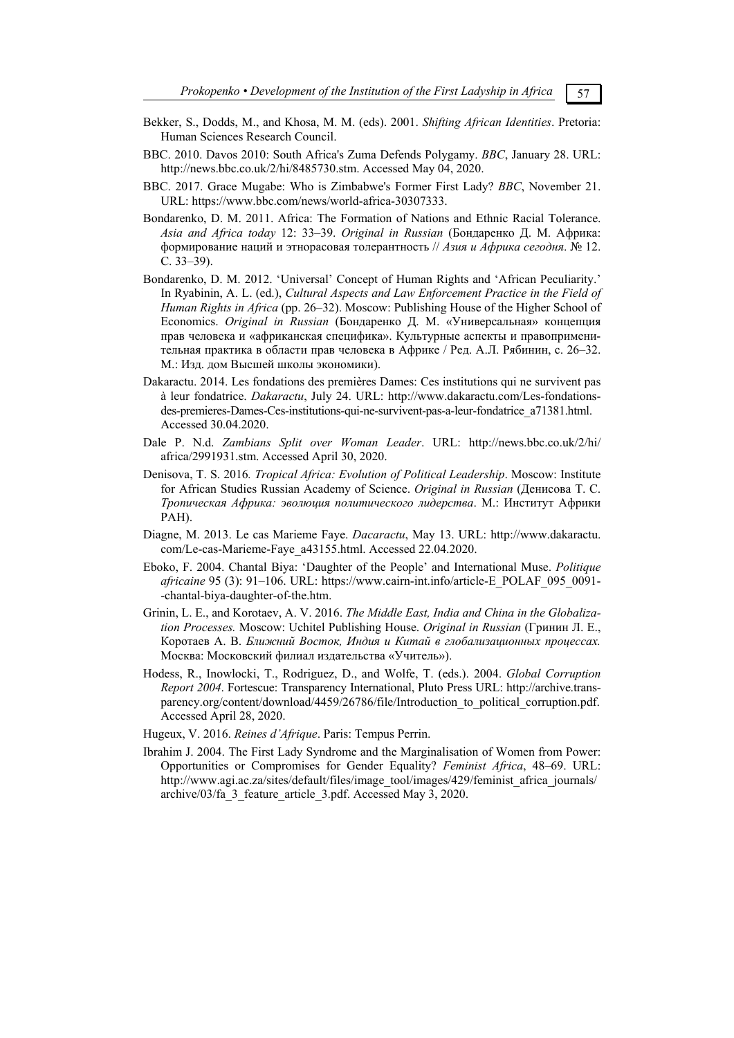Bekker, S., Dodds, M., and Khosa, M. M. (eds). 2001. *Shifting African Identities*. Pretoria: Human Sciences Research Council.

BBC. 2010. Davos 2010: South Africa's Zuma Defends Polygamy. *BBC*, January 28. URL: http://news.bbc.co.uk/2/hi/8485730.stm. Accessed May 04, 2020.

BBC. 2017. Grace Mugabe: Who is Zimbabwe's Former First Lady? *BBC*, November 21. URL: https://www.bbc.com/news/world-africa-30307333.

Bondarenko, D. M. 2011. Africa: The Formation of Nations and Ethnic Racial Tolerance. *Asia and Africa today* 12: 33–39. *Original in Russian* (Бондаренко Д. М. Африка: формирование наций и этнорасовая толерантность // *Азия и Африка сегодня*. № 12. С. 33–39).

Bondarenko, D. M. 2012. 'Universal' Concept of Human Rights and 'African Peculiarity.' In Ryabinin, A. L. (ed.), *Cultural Aspects and Law Enforcement Practice in the Field of Human Rights in Africa* (pp. 26–32). Moscow: Publishing House of the Higher School of Economics. *Original in Russian* (Бондаренко Д. М. «Универсальная» концепция прав человека и «африканская специфика». Культурные аспекты и правоприменительная практика в области прав человека в Африке / Ред. А.Л. Рябинин, с. 26–32. М.: Изд. дом Высшей школы экономики).

Dakaractu. 2014. Les fondations des premières Dames: Ces institutions qui ne survivent pas à leur fondatrice. *Dakaractu*, July 24. URL: http://www.dakaractu.com/Les-fondations-des-premieres-Dames-Ces-institutions-qui-ne-survivent-pas-a-leur-fondatrice_a71381.html. Accessed 30.04.2020.

Dale P. N.d. *Zambians Split over Woman Leader*. URL: http://news.bbc.co.uk/2/hi/africa/2991931.stm. Accessed April 30, 2020.

Denisova, T. S. 2016*. Tropical Africa: Evolution of Political Leadership*. Moscow: Institute for African Studies Russian Academy of Science. *Original in Russian* (Денисова Т. С. *Тропическая Африка: эволюция политического лидерства*. М.: Институт Африки РАН).

Diagne, M. 2013. Le cas Marieme Faye. *Dacaractu*, May 13. URL: http://www.dakaractu.com/Le-cas-Marieme-Faye_a43155.html. Accessed 22.04.2020.

Eboko, F. 2004. Chantal Biya: 'Daughter of the People' and International Muse. *Politique africaine* 95 (3): 91–106. URL: https://www.cairn-int.info/article-E_POLAF_095_0091--chantal-biya-daughter-of-the.htm.

Grinin, L. E., and Korotaev, A. V. 2016. *The Middle East, India and China in the Globalization Processes.* Moscow: Uchitel Publishing House. *Original in Russian* (Гринин Л. Е., Коротаев А. В. *Ближний Восток, Индия и Китай в глобализационных процессах.* Москва: Московский филиал издательства «Учитель»).

Hodess, R., Inowlocki, T., Rodriguez, D., and Wolfe, T. (eds.). 2004. *Global Corruption Report 2004*. Fortescue: Transparency International, Pluto Press URL: http://archive.transparency.org/content/download/4459/26786/file/Introduction_to_political_corruption.pdf. Accessed April 28, 2020.

Hugeux, V. 2016. *Reines d'Afrique*. Paris: Tempus Perrin.

Ibrahim J. 2004. The First Lady Syndrome and the Marginalisation of Women from Power: Opportunities or Compromises for Gender Equality? *Feminist Africa*, 48–69. URL: http://www.agi.ac.za/sites/default/files/image_tool/images/429/feminist_africa_journals/archive/03/fa_3_feature_article_3.pdf. Accessed May 3, 2020.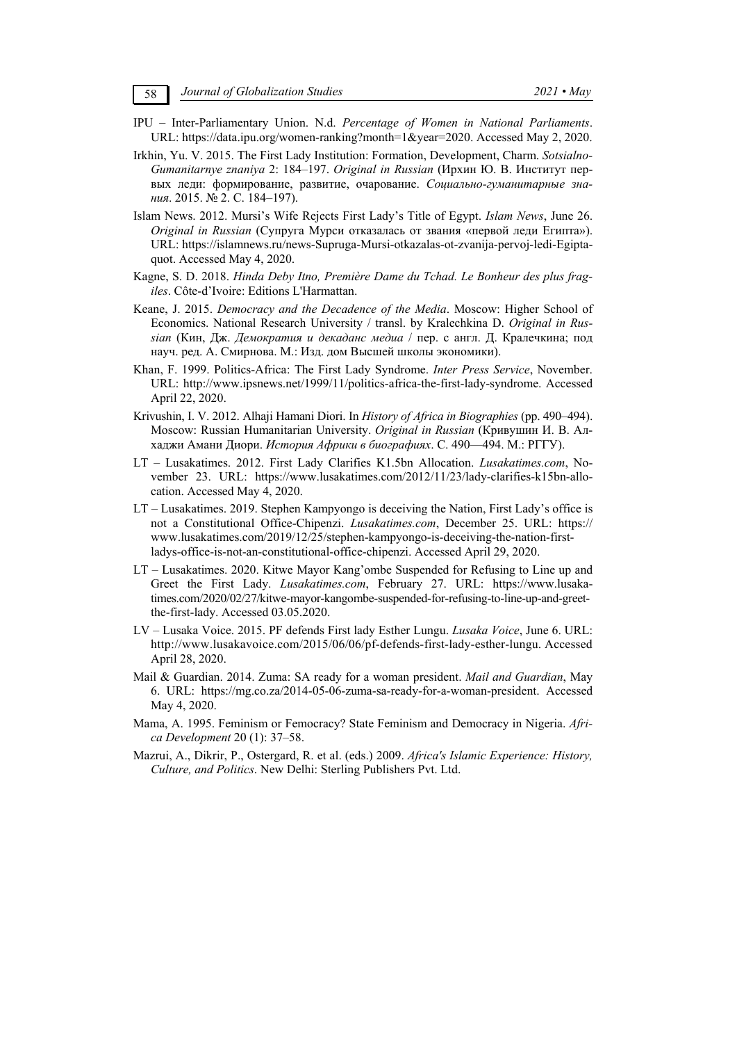IPU – Inter-Parliamentary Union. N.d. *Percentage of Women in National Parliaments*. URL: https://data.ipu.org/women-ranking?month=1&year=2020. Accessed May 2, 2020.

Irkhin, Yu. V. 2015. The First Lady Institution: Formation, Development, Charm. *Sotsialno-Gumanitarnye znaniya* 2: 184–197. *Original in Russian* (Ирхин Ю. В. Институт первых леди: формирование, развитие, очарование. *Социально-гуманитарные знания*. 2015. № 2. С. 184–197).

Islam News. 2012. Mursi's Wife Rejects First Lady's Title of Egypt. *Islam News*, June 26. *Original in Russian* (Супруга Мурси отказалась от звания «первой леди Египта»). URL: https://islamnews.ru/news-Supruga-Mursi-otkazalas-ot-zvanija-pervoj-ledi-Egipta-quot. Accessed May 4, 2020.

Kagne, S. D. 2018. *Hinda Deby Itno, Première Dame du Tchad. Le Bonheur des plus fragiles*. Côte-d'Ivoire: Editions L'Harmattan.

Keane, J. 2015. *Democracy and the Decadence of the Media*. Moscow: Higher School of Economics. National Research University / transl. by Kralechkina D. *Original in Russian* (Кин, Дж. *Демократия и декаданс медиа* / пер. с англ. Д. Кралечкина; под науч. ред. А. Смирнова. М.: Изд. дом Высшей школы экономики).

Khan, F. 1999. Politics-Africa: The First Lady Syndrome. *Inter Press Service*, November. URL: http://www.ipsnews.net/1999/11/politics-africa-the-first-lady-syndrome. Accessed April 22, 2020.

Krivushin, I. V. 2012. Alhaji Hamani Diori. In *History of Africa in Biographies* (pp. 490–494). Moscow: Russian Humanitarian University. *Original in Russian* (Кривушин И. В. Алхаджи Амани Диори. *История Африки в биографиях*. С. 490—494. М.: РГГУ).

LT – Lusakatimes. 2012. First Lady Clarifies K1.5bn Allocation. *Lusakatimes.com*, November 23. URL: https://www.lusakatimes.com/2012/11/23/lady-clarifies-k15bn-allocation. Accessed May 4, 2020.

LT – Lusakatimes. 2019. Stephen Kampyongo is deceiving the Nation, First Lady's office is not a Constitutional Office-Chipenzi. *Lusakatimes.com*, December 25. URL: https://www.lusakatimes.com/2019/12/25/stephen-kampyongo-is-deceiving-the-nation-first-ladys-office-is-not-an-constitutional-office-chipenzi. Accessed April 29, 2020.

LT – Lusakatimes. 2020. Kitwe Mayor Kang'ombe Suspended for Refusing to Line up and Greet the First Lady. *Lusakatimes.com*, February 27. URL: https://www.lusakatimes.com/2020/02/27/kitwe-mayor-kangombe-suspended-for-refusing-to-line-up-and-greet-the-first-lady. Accessed 03.05.2020.

LV – Lusaka Voice. 2015. PF defends First lady Esther Lungu. *Lusaka Voice*, June 6. URL: http://www.lusakavoice.com/2015/06/06/pf-defends-first-lady-esther-lungu. Accessed April 28, 2020.

Mail & Guardian. 2014. Zuma: SA ready for a woman president. *Mail and Guardian*, May 6. URL: https://mg.co.za/2014-05-06-zuma-sa-ready-for-a-woman-president. Accessed May 4, 2020.

Mama, A. 1995. Feminism or Femocracy? State Feminism and Democracy in Nigeria. *Africa Development* 20 (1): 37–58.

Mazrui, A., Dikrir, P., Ostergard, R. et al. (eds.) 2009. *Africa's Islamic Experience: History, Culture, and Politics*. New Delhi: Sterling Publishers Pvt. Ltd.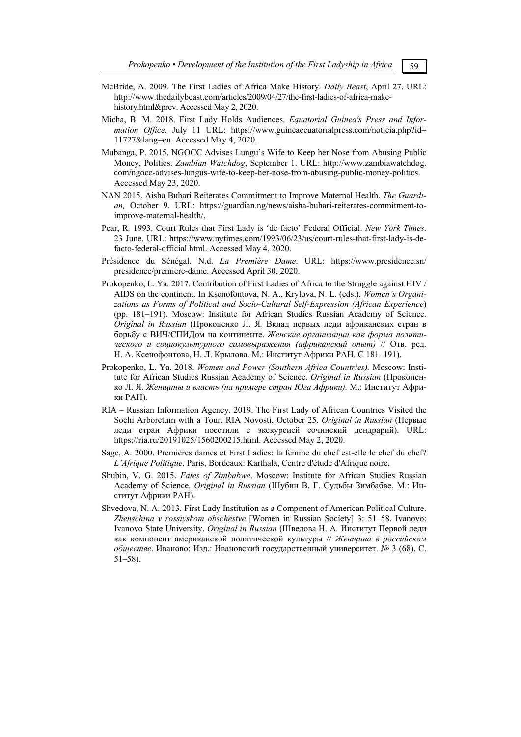McBride, A. 2009. The First Ladies of Africa Make History. *Daily Beast*, April 27. URL: http://www.thedailybeast.com/articles/2009/04/27/the-first-ladies-of-africa-make-history.html&prev. Accessed May 2, 2020.

Micha, B. M. 2018. First Lady Holds Audiences. *Equatorial Guinea's Press and Information Office*, July 11 URL: https://www.guineaecuatorialpress.com/noticia.php?id=11727&lang=en. Accessed May 4, 2020.

Mubanga, P. 2015. NGOCC Advises Lungu's Wife to Keep her Nose from Abusing Public Money, Politics. *Zambian Watchdog*, September 1. URL: http://www.zambiawatchdog.com/ngocc-advises-lungus-wife-to-keep-her-nose-from-abusing-public-money-politics. Accessed May 23, 2020.

NAN 2015. Aisha Buhari Reiterates Commitment to Improve Maternal Health. *The Guardian,* October 9. URL: https://guardian.ng/news/aisha-buhari-reiterates-commitment-to-improve-maternal-health/.

Pear, R. 1993. Court Rules that First Lady is 'de facto' Federal Official. *New York Times*. 23 June. URL: https://www.nytimes.com/1993/06/23/us/court-rules-that-first-lady-is-de-facto-federal-official.html. Accessed May 4, 2020.

Présidence du Sénégal. N.d. *La Première Dame*. URL: https://www.presidence.sn/presidence/premiere-dame. Accessed April 30, 2020.

Prokopenko, L. Ya. 2017. Contribution of First Ladies of Africa to the Struggle against HIV / AIDS on the continent. In Ksenofontova, N. A., Krylova, N. L. (eds.), *Women's Organizations as Forms of Political and Socio-Cultural Self-Expression (African Experience*) (pp. 181–191). Moscow: Institute for African Studies Russian Academy of Science. *Original in Russian* (Прокопенко Л. Я. Вклад первых леди африканских стран в борьбу с ВИЧ/СПИДом на континенте. *Женские организации как форма политического и социокультурного самовыражения (африканский опыт)* // Отв. ред. Н. А. Ксенофонтова, Н. Л. Крылова. М.: Институт Африки РАН. С 181–191).

Prokopenko, L. Ya. 2018. *Women and Power (Southern Africa Countries).* Moscow: Institute for African Studies Russian Academy of Science. *Original in Russian* (Прокопенко Л. Я. *Женщины и власть (на примере стран Юга Африки).* М.: Институт Африки РАН).

RIA – Russian Information Agency. 2019. The First Lady of African Countries Visited the Sochi Arboretum with a Tour. RIA Novosti, October 25. *Original in Russian* (Первые леди стран Африки посетили с экскурсией сочинский дендрарий). URL: https://ria.ru/20191025/1560200215.html. Accessed May 2, 2020.

Sage, A. 2000. Premières dames et First Ladies: la femme du chef est-elle le chef du chef? *L'Afrique Politique*. Paris, Bordeaux: Karthala, Centre d'étude d'Afrique noire.

Shubin, V. G. 2015. *Fates of Zimbabwe*. Moscow: Institute for African Studies Russian Academy of Science. *Original in Russian* (Шубин В. Г. Судьбы Зимбабве. М.: Институт Африки РАН).

Shvedova, N. A. 2013. First Lady Institution as a Component of American Political Culture. *Zhenschina v rossiyskom obschestve* [Women in Russian Society] 3: 51–58. Ivanovo: Ivanovo State University. *Original in Russian* (Шведова Н. А. Институт Первой леди как компонент американской политической культуры // *Женщина в российском обществе*. Иваново: Изд.: Ивановский государственный университет. № 3 (68). С. 51–58).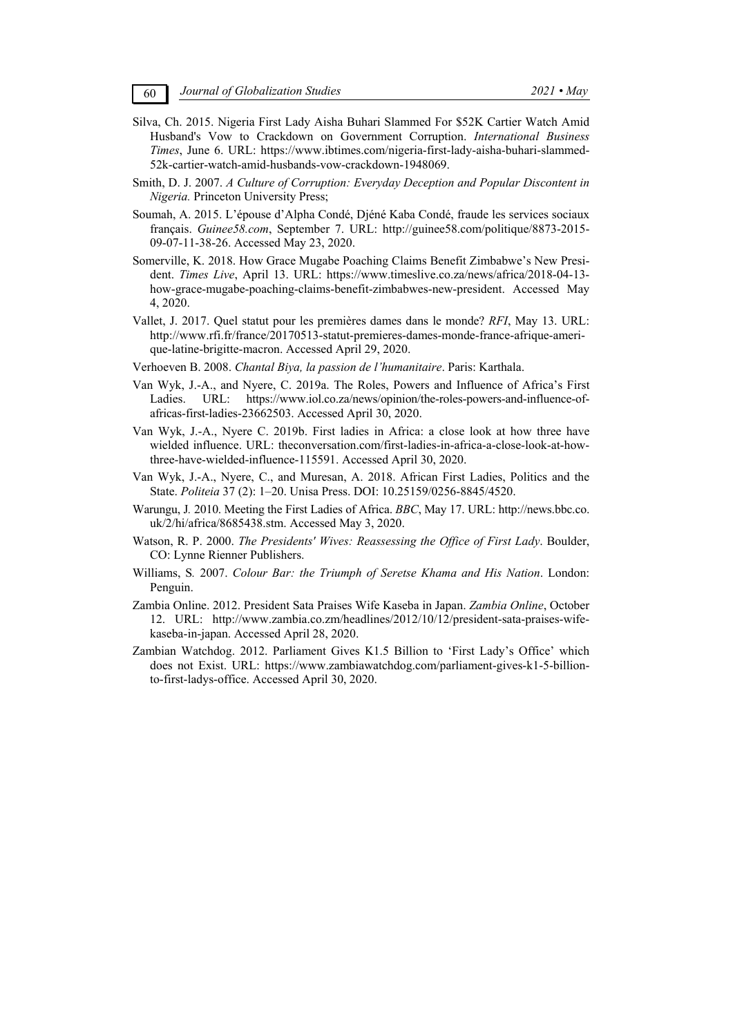Silva, Ch. 2015. Nigeria First Lady Aisha Buhari Slammed For $52K Cartier Watch Amid Husband's Vow to Crackdown on Government Corruption. *International Business Times*, June 6. URL: https://www.ibtimes.com/nigeria-first-lady-aisha-buhari-slammed-52k-cartier-watch-amid-husbands-vow-crackdown-1948069.

Smith, D. J. 2007. *A Culture of Corruption: Everyday Deception and Popular Discontent in Nigeria.* Princeton University Press;

Soumah, A. 2015. L'épouse d'Alpha Condé, Djéné Kaba Condé, fraude les services sociaux français. *Guinee58.com*, September 7. URL: http://guinee58.com/politique/8873-2015-09-07-11-38-26. Accessed May 23, 2020.

Somerville, K. 2018. How Grace Mugabe Poaching Claims Benefit Zimbabwe's New President. *Times Live*, April 13. URL: https://www.timeslive.co.za/news/africa/2018-04-13-how-grace-mugabe-poaching-claims-benefit-zimbabwes-new-president. Accessed May 4, 2020.

Vallet, J. 2017. Quel statut pour les premières dames dans le monde? *RFI*, May 13. URL: http://www.rfi.fr/france/20170513-statut-premieres-dames-monde-france-afrique-amerique-latine-brigitte-macron. Accessed April 29, 2020.

Verhoeven B. 2008. *Chantal Biya, la passion de l'humanitaire*. Paris: Karthala.

Van Wyk, J.-A., and Nyere, C. 2019a. The Roles, Powers and Influence of Africa's First Ladies. URL: https://www.iol.co.za/news/opinion/the-roles-powers-and-influence-of-africas-first-ladies-23662503. Accessed April 30, 2020.

Van Wyk, J.-A., Nyere C. 2019b. First ladies in Africa: a close look at how three have wielded influence. URL: theconversation.com/first-ladies-in-africa-a-close-look-at-how-three-have-wielded-influence-115591. Accessed April 30, 2020.

Van Wyk, J.-A., Nyere, C., and Muresan, A. 2018. African First Ladies, Politics and the State. *Politeia* 37 (2): 1–20. Unisa Press. DOI: 10.25159/0256-8845/4520.

Warungu, J*.* 2010. Meeting the First Ladies of Africa. *BBC*, May 17. URL: http://news.bbc.co.uk/2/hi/africa/8685438.stm. Accessed May 3, 2020.

Watson, R. P. 2000. *The Presidents' Wives: Reassessing the Office of First Lady*. Boulder, CO: Lynne Rienner Publishers.

Williams, S*.* 2007. *Colour Bar: the Triumph of Seretse Khama and His Nation*. London: Penguin.

Zambia Online. 2012. President Sata Praises Wife Kaseba in Japan. *Zambia Online*, October 12. URL: http://www.zambia.co.zm/headlines/2012/10/12/president-sata-praises-wife-kaseba-in-japan. Accessed April 28, 2020.

Zambian Watchdog. 2012. Parliament Gives K1.5 Billion to 'First Lady's Office' which does not Exist. URL: https://www.zambiawatchdog.com/parliament-gives-k1-5-billion-to-first-ladys-office. Accessed April 30, 2020.